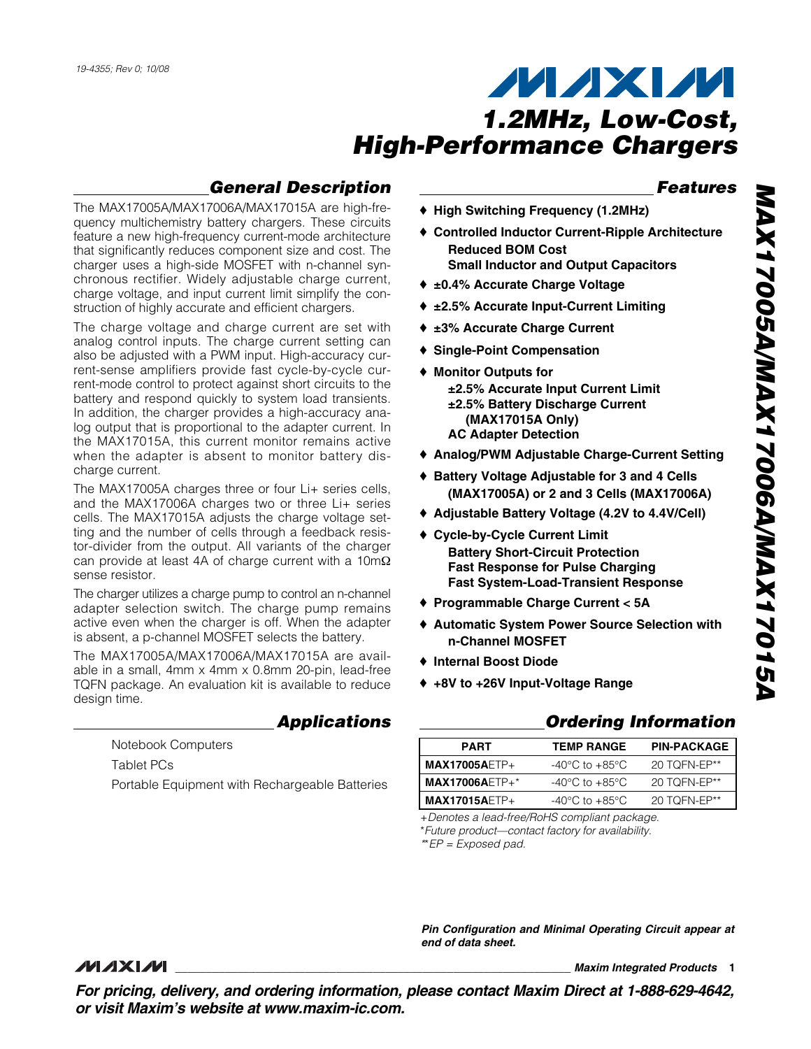19-4355; Rev 0; 10/08

# 1.2MHz, Low-Cost, High-Performance Chargers

## General Description

The MAX17005A/MAX17006A/MAX17015A are high-frequency multichemistry battery chargers. These circuits feature a new high-frequency current-mode architecture that significantly reduces component size and cost. The charger uses a high-side MOSFET with n-channel synchronous rectifier. Widely adjustable charge current, charge voltage, and input current limit simplify the construction of highly accurate and efficient chargers.

The charge voltage and charge current are set with analog control inputs. The charge current setting can also be adjusted with a PWM input. High-accuracy current-sense amplifiers provide fast cycle-by-cycle current-mode control to protect against short circuits to the battery and respond quickly to system load transients. In addition, the charger provides a high-accuracy analog output that is proportional to the adapter current. In the MAX17015A, this current monitor remains active when the adapter is absent to monitor battery discharge current.

The MAX17005A charges three or four Li+ series cells, and the MAX17006A charges two or three Li+ series cells. The MAX17015A adjusts the charge voltage setting and the number of cells through a feedback resistor-divider from the output. All variants of the charger can provide at least 4A of charge current with a 10mΩ sense resistor.

The charger utilizes a charge pump to control an n-channel adapter selection switch. The charge pump remains active even when the charger is off. When the adapter is absent, a p-channel MOSFET selects the battery.

The MAX17005A/MAX17006A/MAX17015A are available in a small, 4mm x 4mm x 0.8mm 20-pin, lead-free TQFN package. An evaluation kit is available to reduce design time.

## Applications

Notebook Computers

Tablet PCs

Portable Equipment with Rechargeable Batteries

## Features

- **High Switching Frequency (1.2MHz)**
- **Controlled Inductor Current-Ripple Architecture**
  - **Reduced BOM Cost**
  - **Small Inductor and Output Capacitors**
- **±0.4% Accurate Charge Voltage**
- **±2.5% Accurate Input-Current Limiting**
- **±3% Accurate Charge Current**
- **Single-Point Compensation**
- **Monitor Outputs for**
  - **±2.5% Accurate Input Current Limit**
  - **±2.5% Battery Discharge Current (MAX17015A Only)**
  - **AC Adapter Detection**
- **Analog/PWM Adjustable Charge-Current Setting**
- **Battery Voltage Adjustable for 3 and 4 Cells (MAX17005A) or 2 and 3 Cells (MAX17006A)**
- **Adjustable Battery Voltage (4.2V to 4.4V/Cell)**
- **Cycle-by-Cycle Current Limit**
  - **Battery Short-Circuit Protection**
  - **Fast Response for Pulse Charging**
  - **Fast System-Load-Transient Response**
- **Programmable Charge Current < 5A**
- **Automatic System Power Source Selection with n-Channel MOSFET**
- **Internal Boost Diode**
- **+8V to +26V Input-Voltage Range**

## Ordering Information

| PART | TEMP RANGE | PIN-PACKAGE |
|---|---|---|
| **MAX17005A**ETP+ | -40°C to +85°C | 20 TQFN-EP** |
| **MAX17006A**ETP+* | -40°C to +85°C | 20 TQFN-EP** |
| **MAX17015A**ETP+ | -40°C to +85°C | 20 TQFN-EP** |

*+Denotes a lead-free/RoHS compliant package.*
*\*Future product—contact factory for availability.*
*\*\*EP = Exposed pad.*

***Pin Configuration and Minimal Operating Circuit appear at end of data sheet.***

***For pricing, delivery, and ordering information, please contact Maxim Direct at 1-888-629-4642, or visit Maxim's website at www.maxim-ic.com.***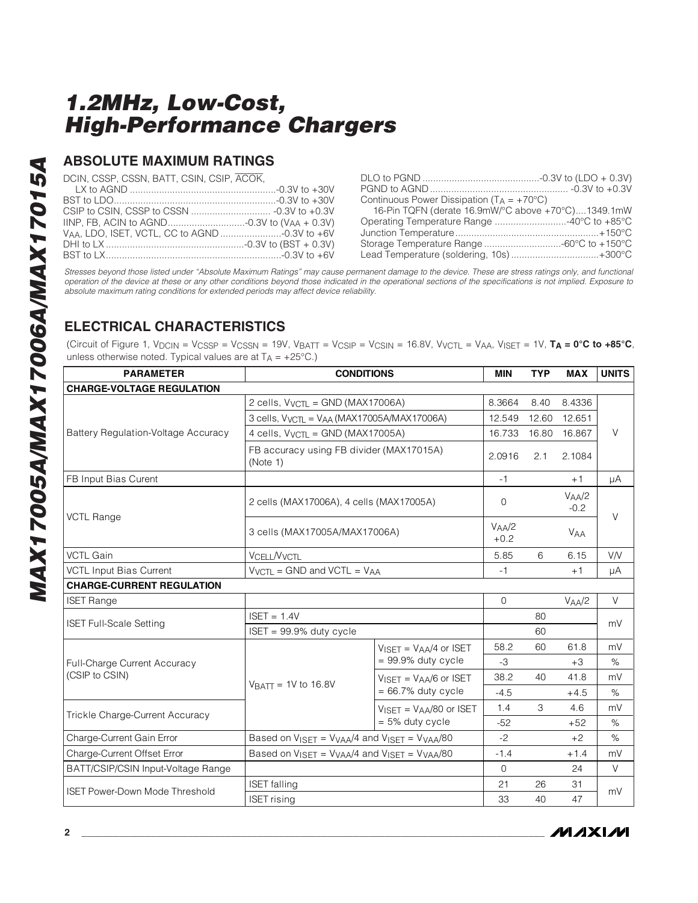# 1.2MHz, Low-Cost, High-Performance Chargers

## ABSOLUTE MAXIMUM RATINGS

DCIN, CSSP, CSSN, BATT, CSIN, CSIP, $\overline{ACOK}$, LX to AGND ....................................................-0.3V to +30V
BST to LDO.........................................................-0.3V to +30V
CSIP to CSIN, CSSP to CSSN ............................ -0.3V to +0.3V
IINP, FB, ACIN to AGND.............................-0.3V to ($V_{AA}$ + 0.3V)
$V_{AA}$, LDO, ISET, VCTL, CC to AGND .......................-0.3V to +6V
DHI to LX ...................................................-0.3V to (BST + 0.3V)
BST to LX.................................................................-0.3V to +6V
DLO to PGND ...........................................-0.3V to (LDO + 0.3V)
PGND to AGND .................................................. -0.3V to +0.3V
Continuous Power Dissipation ($T_A$ = +70°C)
16-Pin TQFN (derate 16.9mW/°C above +70°C)....1349.1mW
Operating Temperature Range ...........................-40°C to +85°C
Junction Temperature......................................................+150°C
Storage Temperature Range .............................-60°C to +150°C
Lead Temperature (soldering, 10s) .................................+300°C

*Stresses beyond those listed under "Absolute Maximum Ratings" may cause permanent damage to the device. These are stress ratings only, and functional operation of the device at these or any other conditions beyond those indicated in the operational sections of the specifications is not implied. Exposure to absolute maximum rating conditions for extended periods may affect device reliability.*

## ELECTRICAL CHARACTERISTICS

(Circuit of Figure 1, $V_{DCIN} = V_{CSSP} = V_{CSSN}$ = 19V, $V_{BATT} = V_{CSIP} = V_{CSIN}$ = 16.8V, $V_{VCTL} = V_{AA}$, $V_{ISET}$ = 1V, **$T_A$ = 0°C to +85°C**, unless otherwise noted. Typical values are at $T_A$ = +25°C.)

| PARAMETER | CONDITIONS | | MIN | TYP | MAX | UNITS |
|---|---|---|---|---|---|---|
| **CHARGE-VOLTAGE REGULATION** | | | | | | |
| Battery Regulation-Voltage Accuracy | 2 cells, $V_{VCTL}$ = GND (MAX17006A) | | 8.3664 | 8.40 | 8.4336 | V |
| | 3 cells, $V_{VCTL} = V_{AA}$ (MAX17005A/MAX17006A) | | 12.549 | 12.60 | 12.651 | |
| | 4 cells, $V_{VCTL}$ = GND (MAX17005A) | | 16.733 | 16.80 | 16.867 | |
| | FB accuracy using FB divider (MAX17015A) (Note 1) | | 2.0916 | 2.1 | 2.1084 | |
| FB Input Bias Curent | | | -1 | | +1 | µA |
| VCTL Range | 2 cells (MAX17006A), 4 cells (MAX17005A) | | 0 | | $V_{AA}$/2 -0.2 | V |
| | 3 cells (MAX17005A/MAX17006A) | | $V_{AA}$/2 +0.2 | | $V_{AA}$ | |
| VCTL Gain | $V_{CELL}/V_{VCTL}$ | | 5.85 | 6 | 6.15 | V/V |
| VCTL Input Bias Current | $V_{VCTL}$ = GND and VCTL = $V_{AA}$ | | -1 | | +1 | µA |
| **CHARGE-CURRENT REGULATION** | | | | | | |
| ISET Range | | | 0 | | $V_{AA}$/2 | V |
| ISET Full-Scale Setting | ISET = 1.4V | | | 80 | | mV |
| | ISET = 99.9% duty cycle | | | 60 | | |
| Full-Charge Current Accuracy (CSIP to CSIN) | $V_{BATT}$ = 1V to 16.8V | $V_{ISET} = V_{AA}$/4 or ISET = 99.9% duty cycle | 58.2 | 60 | 61.8 | mV |
| | | | -3 | | +3 | % |
| | | $V_{ISET} = V_{AA}$/6 or ISET = 66.7% duty cycle | 38.2 | 40 | 41.8 | mV |
| | | | -4.5 | | +4.5 | % |
| Trickle Charge-Current Accuracy | | $V_{ISET} = V_{AA}$/80 or ISET = 5% duty cycle | 1.4 | 3 | 4.6 | mV |
| | | | -52 | | +52 | % |
| Charge-Current Gain Error | Based on $V_{ISET} = V_{VAA}$/4 and $V_{ISET} = V_{VAA}$/80 | | -2 | | +2 | % |
| Charge-Current Offset Error | Based on $V_{ISET} = V_{VAA}$/4 and $V_{ISET} = V_{VAA}$/80 | | -1.4 | | +1.4 | mV |
| BATT/CSIP/CSIN Input-Voltage Range | | | 0 | | 24 | V |
| ISET Power-Down Mode Threshold | ISET falling | | 21 | 26 | 31 | mV |
| | ISET rising | | 33 | 40 | 47 | |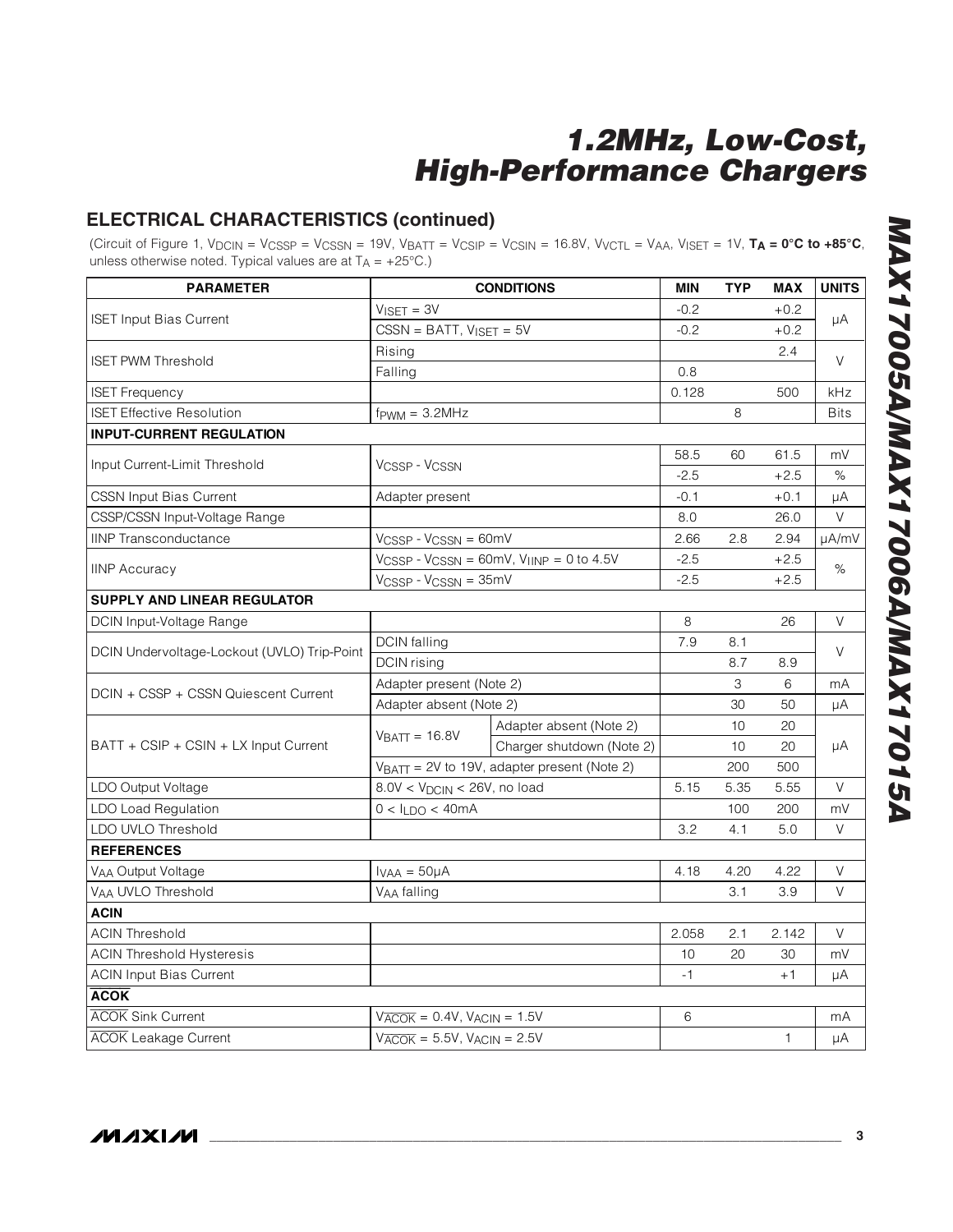## ELECTRICAL CHARACTERISTICS (continued)

(Circuit of Figure 1, $V_{DCIN} = V_{CSSP} = V_{CSSN} = 19V$, $V_{BATT} = V_{CSIP} = V_{CSIN} = 16.8V$, $V_{VCTL} = V_{AA}$, $V_{ISET} = 1V$, **$T_A$ = 0°C to +85°C**, unless otherwise noted. Typical values are at $T_A$ = +25°C.)

| PARAMETER | CONDITIONS | | MIN | TYP | MAX | UNITS |
|---|---|---|---|---|---|---|
| ISET Input Bias Current | $V_{ISET}$ = 3V | | -0.2 | | +0.2 | µA |
| | CSSN = BATT, $V_{ISET}$ = 5V | | -0.2 | | +0.2 | |
| ISET PWM Threshold | Rising | | | | 2.4 | V |
| | Falling | | 0.8 | | | |
| ISET Frequency | | | 0.128 | | 500 | kHz |
| ISET Effective Resolution | $f_{PWM}$ = 3.2MHz | | | 8 | | Bits |
| **INPUT-CURRENT REGULATION** | | | | | | |
| Input Current-Limit Threshold | $V_{CSSP} - V_{CSSN}$ | | 58.5 | 60 | 61.5 | mV |
| | | | -2.5 | | +2.5 | % |
| CSSN Input Bias Current | Adapter present | | -0.1 | | +0.1 | µA |
| CSSP/CSSN Input-Voltage Range | | | 8.0 | | 26.0 | V |
| IINP Transconductance | $V_{CSSP} - V_{CSSN}$ = 60mV | | 2.66 | 2.8 | 2.94 | µA/mV |
| IINP Accuracy | $V_{CSSP} - V_{CSSN}$ = 60mV, $V_{IINP}$ = 0 to 4.5V | | -2.5 | | +2.5 | % |
| | $V_{CSSP} - V_{CSSN}$ = 35mV | | -2.5 | | +2.5 | |
| **SUPPLY AND LINEAR REGULATOR** | | | | | | |
| DCIN Input-Voltage Range | | | 8 | | 26 | V |
| DCIN Undervoltage-Lockout (UVLO) Trip-Point | DCIN falling | | 7.9 | 8.1 | | V |
| | DCIN rising | | | 8.7 | 8.9 | |
| DCIN + CSSP + CSSN Quiescent Current | Adapter present (Note 2) | | | 3 | 6 | mA |
| | Adapter absent (Note 2) | | | 30 | 50 | µA |
| BATT + CSIP + CSIN + LX Input Current | $V_{BATT}$ = 16.8V | Adapter absent (Note 2) | | 10 | 20 | µA |
| | | Charger shutdown (Note 2) | | 10 | 20 | |
| | $V_{BATT}$ = 2V to 19V, adapter present (Note 2) | | | 200 | 500 | |
| LDO Output Voltage | 8.0V < $V_{DCIN}$ < 26V, no load | | 5.15 | 5.35 | 5.55 | V |
| LDO Load Regulation | 0 < $I_{LDO}$ < 40mA | | | 100 | 200 | mV |
| LDO UVLO Threshold | | | 3.2 | 4.1 | 5.0 | V |
| **REFERENCES** | | | | | | |
| $V_{AA}$ Output Voltage | $I_{VAA}$ = 50µA | | 4.18 | 4.20 | 4.22 | V |
| $V_{AA}$ UVLO Threshold | $V_{AA}$ falling | | | 3.1 | 3.9 | V |
| **ACIN** | | | | | | |
| ACIN Threshold | | | 2.058 | 2.1 | 2.142 | V |
| ACIN Threshold Hysteresis | | | 10 | 20 | 30 | mV |
| ACIN Input Bias Current | | | -1 | | +1 | µA |
| **$\overline{ACOK}$** | | | | | | |
| $\overline{ACOK}$ Sink Current | $V_{\overline{ACOK}}$ = 0.4V, $V_{ACIN}$ = 1.5V | | 6 | | | mA |
| $\overline{ACOK}$ Leakage Current | $V_{\overline{ACOK}}$ = 5.5V, $V_{ACIN}$ = 2.5V | | | | 1 | µA |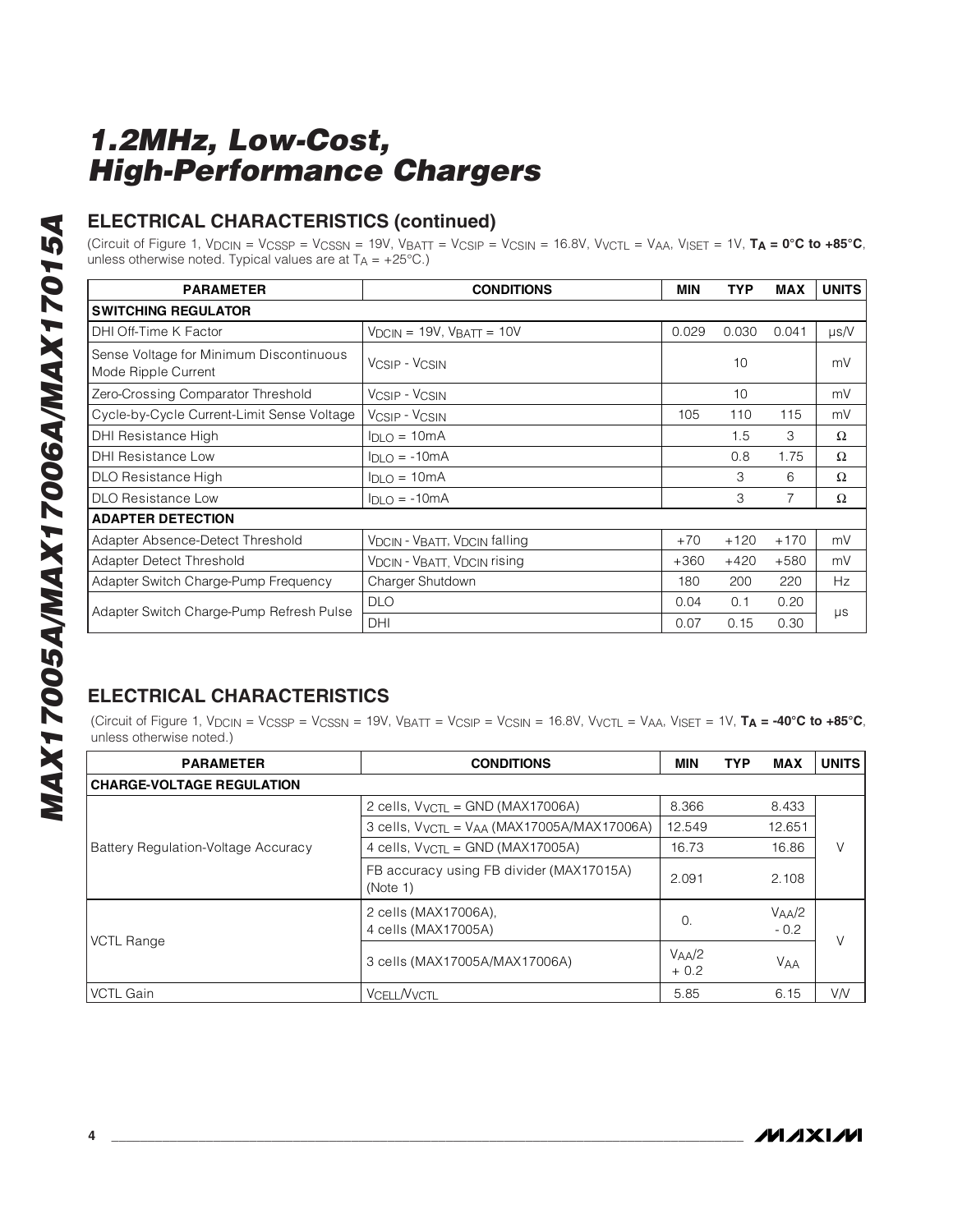# 1.2MHz, Low-Cost, High-Performance Chargers

## ELECTRICAL CHARACTERISTICS (continued)

(Circuit of Figure 1, $V_{DCIN}$ = $V_{CSSP}$ = $V_{CSSN}$ = 19V, $V_{BATT}$ = $V_{CSIP}$ = $V_{CSIN}$ = 16.8V, $V_{VCTL}$ = $V_{AA}$, $V_{ISET}$ = 1V, **$T_A$ = 0°C to +85°C**, unless otherwise noted. Typical values are at $T_A$ = +25°C.)

| PARAMETER | CONDITIONS | MIN | TYP | MAX | UNITS |
|---|---|---|---|---|---|
| **SWITCHING REGULATOR** | | | | | |
| DHI Off-Time K Factor | $V_{DCIN}$ = 19V, $V_{BATT}$ = 10V | 0.029 | 0.030 | 0.041 | µs/V |
| Sense Voltage for Minimum Discontinuous Mode Ripple Current | $V_{CSIP}$ - $V_{CSIN}$ | | 10 | | mV |
| Zero-Crossing Comparator Threshold | $V_{CSIP}$ - $V_{CSIN}$ | | 10 | | mV |
| Cycle-by-Cycle Current-Limit Sense Voltage | $V_{CSIP}$ - $V_{CSIN}$ | 105 | 110 | 115 | mV |
| DHI Resistance High | $I_{DLO}$ = 10mA | | 1.5 | 3 | Ω |
| DHI Resistance Low | $I_{DLO}$ = -10mA | | 0.8 | 1.75 | Ω |
| DLO Resistance High | $I_{DLO}$ = 10mA | | 3 | 6 | Ω |
| DLO Resistance Low | $I_{DLO}$ = -10mA | | 3 | 7 | Ω |
| **ADAPTER DETECTION** | | | | | |
| Adapter Absence-Detect Threshold | $V_{DCIN}$ - $V_{BATT}$, $V_{DCIN}$ falling | +70 | +120 | +170 | mV |
| Adapter Detect Threshold | $V_{DCIN}$ - $V_{BATT}$, $V_{DCIN}$ rising | +360 | +420 | +580 | mV |
| Adapter Switch Charge-Pump Frequency | Charger Shutdown | 180 | 200 | 220 | Hz |
| Adapter Switch Charge-Pump Refresh Pulse | DLO | 0.04 | 0.1 | 0.20 | µs |
| | DHI | 0.07 | 0.15 | 0.30 | |

## ELECTRICAL CHARACTERISTICS

(Circuit of Figure 1, $V_{DCIN}$ = $V_{CSSP}$ = $V_{CSSN}$ = 19V, $V_{BATT}$ = $V_{CSIP}$ = $V_{CSIN}$ = 16.8V, $V_{VCTL}$ = $V_{AA}$, $V_{ISET}$ = 1V, **$T_A$ = -40°C to +85°C**, unless otherwise noted.)

| PARAMETER | CONDITIONS | MIN | TYP | MAX | UNITS |
|---|---|---|---|---|---|
| **CHARGE-VOLTAGE REGULATION** | | | | | |
| Battery Regulation-Voltage Accuracy | 2 cells, $V_{VCTL}$ = GND (MAX17006A) | 8.366 | | 8.433 | V |
| | 3 cells, $V_{VCTL}$ = $V_{AA}$ (MAX17005A/MAX17006A) | 12.549 | | 12.651 | |
| | 4 cells, $V_{VCTL}$ = GND (MAX17005A) | 16.73 | | 16.86 | |
| | FB accuracy using FB divider (MAX17015A) (Note 1) | 2.091 | | 2.108 | |
| VCTL Range | 2 cells (MAX17006A), 4 cells (MAX17005A) | 0. | | $V_{AA}$/2 - 0.2 | V |
| | 3 cells (MAX17005A/MAX17006A) | $V_{AA}$/2 + 0.2 | | $V_{AA}$ | |
| VCTL Gain | $V_{CELL}$/$V_{VCTL}$ | 5.85 | | 6.15 | V/V |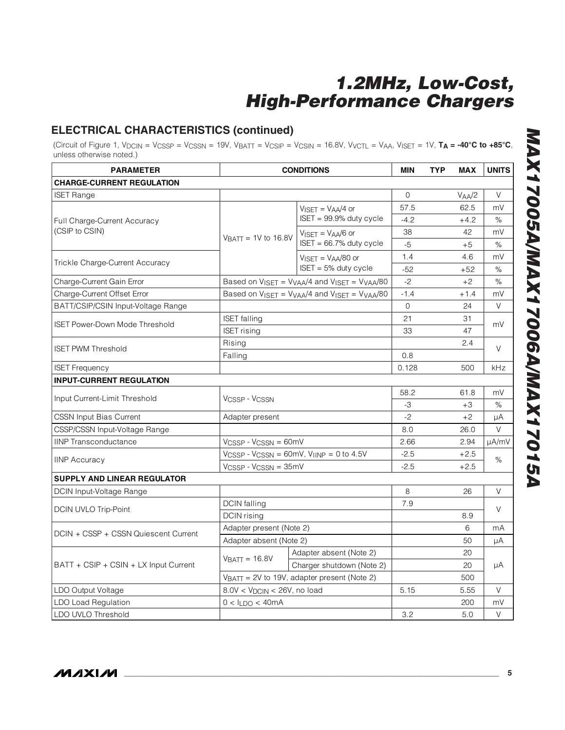## ELECTRICAL CHARACTERISTICS (continued)

(Circuit of Figure 1, $V_{DCIN} = V_{CSSP} = V_{CSSN} = 19V$, $V_{BATT} = V_{CSIP} = V_{CSIN} = 16.8V$, $V_{VCTL} = V_{AA}$, $V_{ISET} = 1V$, **$T_A$ = -40°C to +85°C**, unless otherwise noted.)

| PARAMETER | CONDITIONS | | MIN | TYP | MAX | UNITS |
|---|---|---|---|---|---|---|
| **CHARGE-CURRENT REGULATION** | | | | | | |
| ISET Range | | | 0 | | $V_{AA}/2$ | V |
| Full Charge-Current Accuracy (CSIP to CSIN) | $V_{BATT}$ = 1V to 16.8V | $V_{ISET} = V_{AA}/4$ or ISET = 99.9% duty cycle | 57.5 | | 62.5 | mV |
| | | | -4.2 | | +4.2 | % |
| | | $V_{ISET} = V_{AA}/6$ or ISET = 66.7% duty cycle | 38 | | 42 | mV |
| | | | -5 | | +5 | % |
| Trickle Charge-Current Accuracy | | $V_{ISET} = V_{AA}/80$ or ISET = 5% duty cycle | 1.4 | | 4.6 | mV |
| | | | -52 | | +52 | % |
| Charge-Current Gain Error | Based on $V_{ISET} = V_{VAA}/4$ and $V_{ISET} = V_{VAA}/80$ | | -2 | | +2 | % |
| Charge-Current Offset Error | Based on $V_{ISET} = V_{VAA}/4$ and $V_{ISET} = V_{VAA}/80$ | | -1.4 | | +1.4 | mV |
| BATT/CSIP/CSIN Input-Voltage Range | | | 0 | | 24 | V |
| ISET Power-Down Mode Threshold | ISET falling | | 21 | | 31 | mV |
| | ISET rising | | 33 | | 47 | |
| ISET PWM Threshold | Rising | | | | 2.4 | V |
| | Falling | | 0.8 | | | |
| ISET Frequency | | | 0.128 | | 500 | kHz |
| **INPUT-CURRENT REGULATION** | | | | | | |
| Input Current-Limit Threshold | $V_{CSSP} - V_{CSSN}$ | | 58.2 | | 61.8 | mV |
| | | | -3 | | +3 | % |
| CSSN Input Bias Current | Adapter present | | -2 | | +2 | µA |
| CSSP/CSSN Input-Voltage Range | | | 8.0 | | 26.0 | V |
| IINP Transconductance | $V_{CSSP} - V_{CSSN}$ = 60mV | | 2.66 | | 2.94 | µA/mV |
| IINP Accuracy | $V_{CSSP} - V_{CSSN}$ = 60mV, $V_{IINP}$ = 0 to 4.5V | | -2.5 | | +2.5 | % |
| | $V_{CSSP} - V_{CSSN}$ = 35mV | | -2.5 | | +2.5 | |
| **SUPPLY AND LINEAR REGULATOR** | | | | | | |
| DCIN Input-Voltage Range | | | 8 | | 26 | V |
| DCIN UVLO Trip-Point | DCIN falling | | 7.9 | | | V |
| | DCIN rising | | | | 8.9 | |
| DCIN + CSSP + CSSN Quiescent Current | Adapter present (Note 2) | | | | 6 | mA |
| | Adapter absent (Note 2) | | | | 50 | µA |
| BATT + CSIP + CSIN + LX Input Current | $V_{BATT}$ = 16.8V | Adapter absent (Note 2) | | | 20 | µA |
| | | Charger shutdown (Note 2) | | | 20 | |
| | $V_{BATT}$ = 2V to 19V, adapter present (Note 2) | | | | 500 | |
| LDO Output Voltage | 8.0V < $V_{DCIN}$ < 26V, no load | | 5.15 | | 5.55 | V |
| LDO Load Regulation | 0 < $I_{LDO}$ < 40mA | | | | 200 | mV |
| LDO UVLO Threshold | | | 3.2 | | 5.0 | V |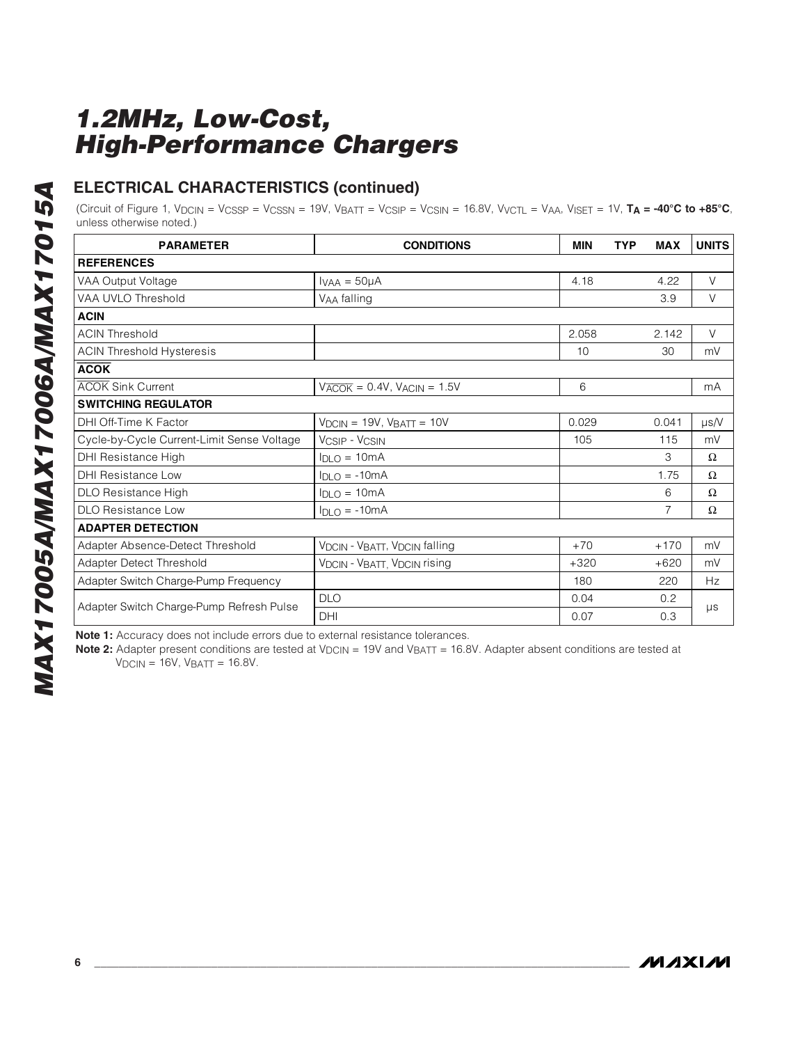# 1.2MHz, Low-Cost, High-Performance Chargers

## ELECTRICAL CHARACTERISTICS (continued)

(Circuit of Figure 1, $V_{DCIN} = V_{CSSP} = V_{CSSN}$ = 19V, $V_{BATT} = V_{CSIP} = V_{CSIN}$ = 16.8V, $V_{VCTL} = V_{AA}$, $V_{ISET}$ = 1V, **$T_A$ = -40°C to +85°C**, unless otherwise noted.)

| PARAMETER | CONDITIONS | MIN | TYP | MAX | UNITS |
|---|---|---|---|---|---|
| **REFERENCES** | | | | | |
| VAA Output Voltage | $I_{VAA}$ = 50µA | 4.18 | | 4.22 | V |
| VAA UVLO Threshold | $V_{AA}$ falling | | | 3.9 | V |
| **ACIN** | | | | | |
| ACIN Threshold | | 2.058 | | 2.142 | V |
| ACIN Threshold Hysteresis | | 10 | | 30 | mV |
| **$\overline{\text{ACOK}}$** | | | | | |
| $\overline{\text{ACOK}}$ Sink Current | $V_{\overline{ACOK}}$ = 0.4V, $V_{ACIN}$ = 1.5V | 6 | | | mA |
| **SWITCHING REGULATOR** | | | | | |
| DHI Off-Time K Factor | $V_{DCIN}$ = 19V, $V_{BATT}$ = 10V | 0.029 | | 0.041 | µs/V |
| Cycle-by-Cycle Current-Limit Sense Voltage | $V_{CSIP}$ - $V_{CSIN}$ | 105 | | 115 | mV |
| DHI Resistance High | $I_{DLO}$ = 10mA | | | 3 | Ω |
| DHI Resistance Low | $I_{DLO}$ = -10mA | | | 1.75 | Ω |
| DLO Resistance High | $I_{DLO}$ = 10mA | | | 6 | Ω |
| DLO Resistance Low | $I_{DLO}$ = -10mA | | | 7 | Ω |
| **ADAPTER DETECTION** | | | | | |
| Adapter Absence-Detect Threshold | $V_{DCIN}$ - $V_{BATT}$, $V_{DCIN}$ falling | +70 | | +170 | mV |
| Adapter Detect Threshold | $V_{DCIN}$ - $V_{BATT}$, $V_{DCIN}$ rising | +320 | | +620 | mV |
| Adapter Switch Charge-Pump Frequency | | 180 | | 220 | Hz |
| Adapter Switch Charge-Pump Refresh Pulse | DLO | 0.04 | | 0.2 | µs |
| | DHI | 0.07 | | 0.3 | µs |

**Note 1:** Accuracy does not include errors due to external resistance tolerances.

**Note 2:** Adapter present conditions are tested at $V_{DCIN}$ = 19V and $V_{BATT}$ = 16.8V. Adapter absent conditions are tested at $V_{DCIN}$ = 16V, $V_{BATT}$ = 16.8V.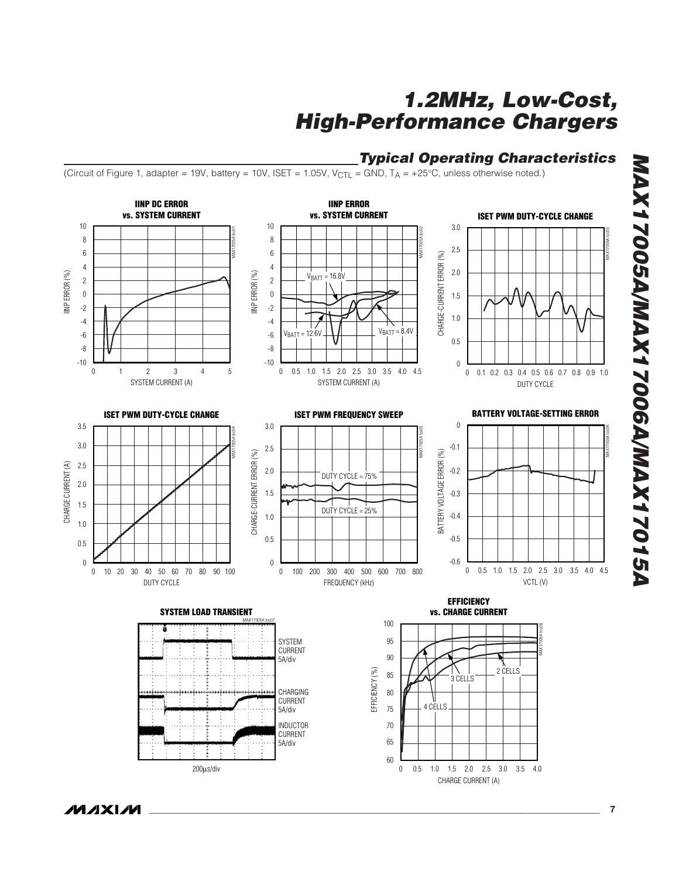## Typical Operating Characteristics

(Circuit of Figure 1, adapter = 19V, battery = 10V, ISET = 1.05V, $V_{CTL}$ = GND, $T_A$ = +25°C, unless otherwise noted.)

**IINP DC ERROR vs. SYSTEM CURRENT**

**IINP ERROR vs. SYSTEM CURRENT**

**ISET PWM DUTY-CYCLE CHANGE**

**ISET PWM DUTY-CYCLE CHANGE**

**ISET PWM FREQUENCY SWEEP**

**BATTERY VOLTAGE-SETTING ERROR**

**SYSTEM LOAD TRANSIENT**

**EFFICIENCY vs. CHARGE CURRENT**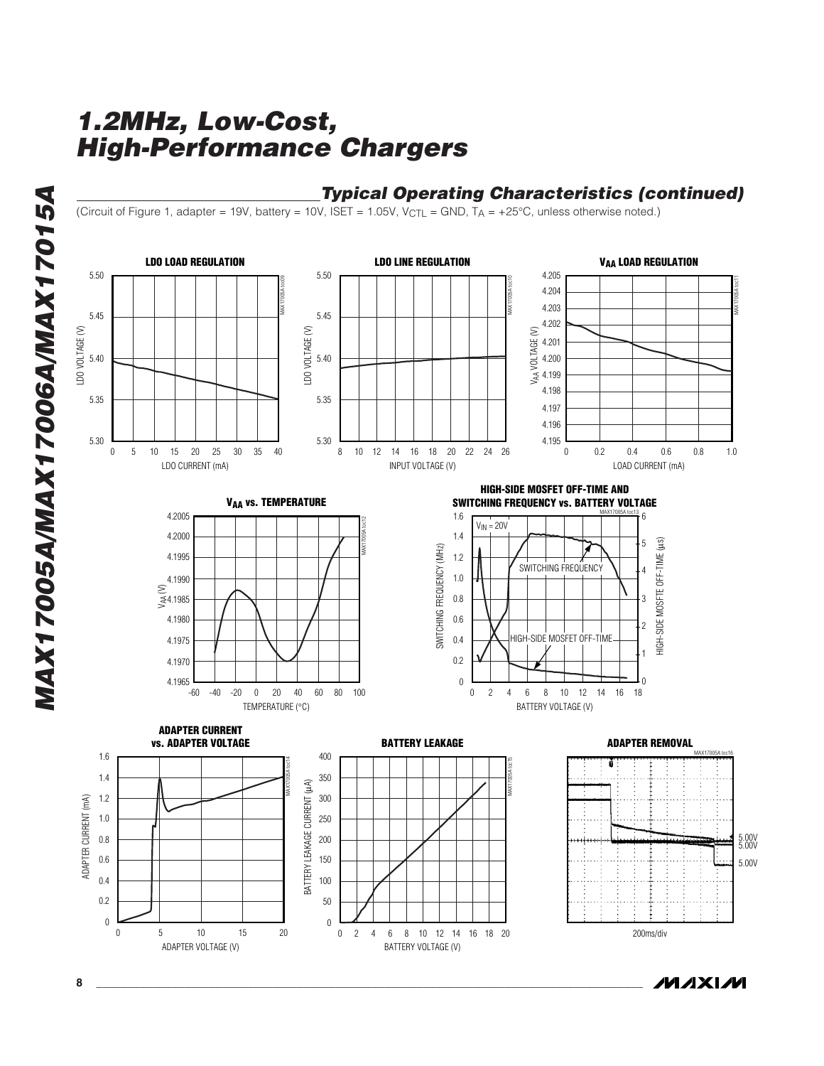## Typical Operating Characteristics (continued)

(Circuit of Figure 1, adapter = 19V, battery = 10V, ISET = 1.05V, $V_{CTL}$ = GND, $T_A$ = +25°C, unless otherwise noted.)

**LDO LOAD REGULATION**

**LDO LINE REGULATION**

**$V_{AA}$ LOAD REGULATION**

**$V_{AA}$ vs. TEMPERATURE**

**HIGH-SIDE MOSFET OFF-TIME AND SWITCHING FREQUENCY vs. BATTERY VOLTAGE**

**ADAPTER CURRENT vs. ADAPTER VOLTAGE**

**BATTERY LEAKAGE**

**ADAPTER REMOVAL**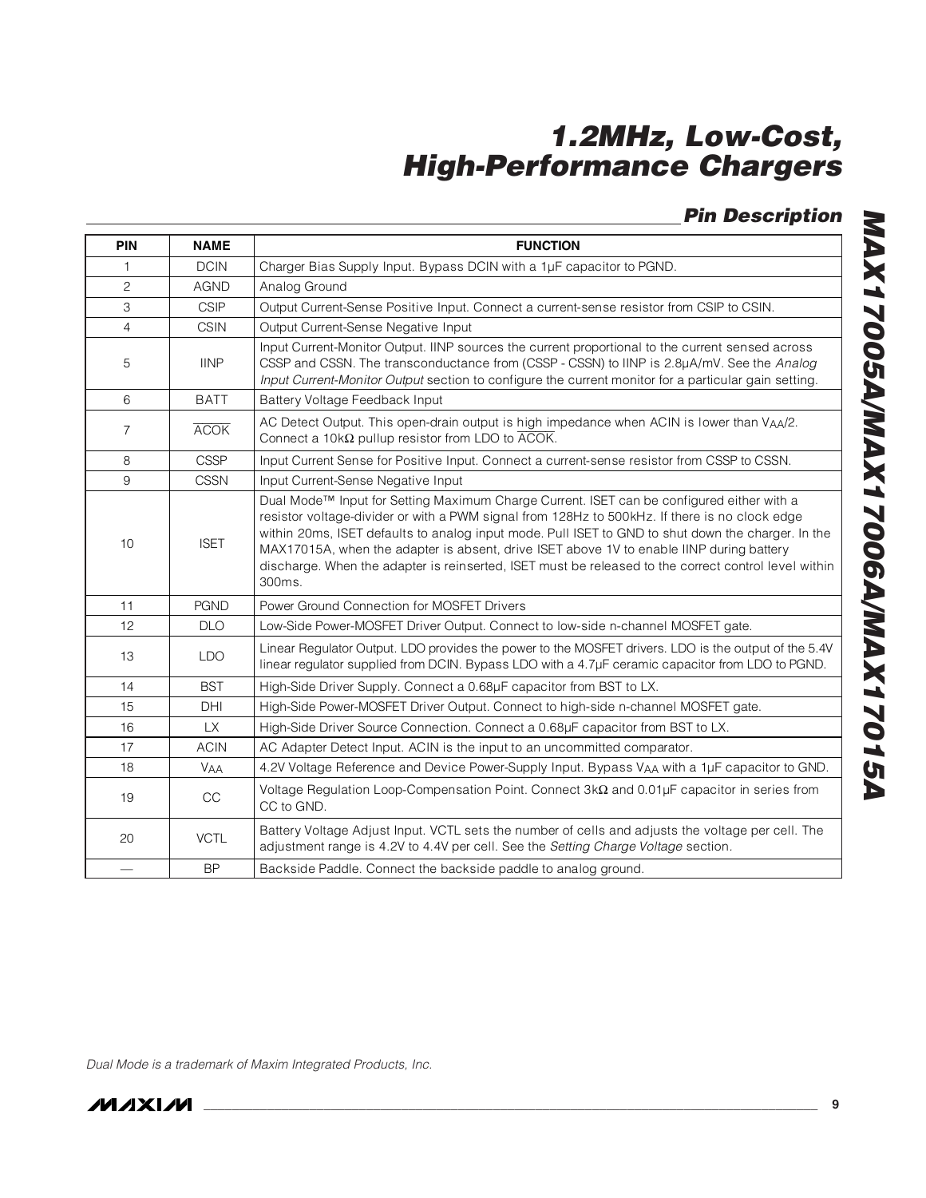## Pin Description

| PIN | NAME | FUNCTION |
|---|---|---|
| 1 | DCIN | Charger Bias Supply Input. Bypass DCIN with a 1µF capacitor to PGND. |
| 2 | AGND | Analog Ground |
| 3 | CSIP | Output Current-Sense Positive Input. Connect a current-sense resistor from CSIP to CSIN. |
| 4 | CSIN | Output Current-Sense Negative Input |
| 5 | IINP | Input Current-Monitor Output. IINP sources the current proportional to the current sensed across CSSP and CSSN. The transconductance from (CSSP - CSSN) to IINP is 2.8µA/mV. See the *Analog Input Current-Monitor Output* section to configure the current monitor for a particular gain setting. |
| 6 | BATT | Battery Voltage Feedback Input |
| 7 | $\overline{ACOK}$ | AC Detect Output. This open-drain output is high impedance when ACIN is lower than $V_{AA}/2$. Connect a 10kΩ pullup resistor from LDO to $\overline{ACOK}$. |
| 8 | CSSP | Input Current Sense for Positive Input. Connect a current-sense resistor from CSSP to CSSN. |
| 9 | CSSN | Input Current-Sense Negative Input |
| 10 | ISET | Dual Mode™ Input for Setting Maximum Charge Current. ISET can be configured either with a resistor voltage-divider or with a PWM signal from 128Hz to 500kHz. If there is no clock edge within 20ms, ISET defaults to analog input mode. Pull ISET to GND to shut down the charger. In the MAX17015A, when the adapter is absent, drive ISET above 1V to enable IINP during battery discharge. When the adapter is reinserted, ISET must be released to the correct control level within 300ms. |
| 11 | PGND | Power Ground Connection for MOSFET Drivers |
| 12 | DLO | Low-Side Power-MOSFET Driver Output. Connect to low-side n-channel MOSFET gate. |
| 13 | LDO | Linear Regulator Output. LDO provides the power to the MOSFET drivers. LDO is the output of the 5.4V linear regulator supplied from DCIN. Bypass LDO with a 4.7µF ceramic capacitor from LDO to PGND. |
| 14 | BST | High-Side Driver Supply. Connect a 0.68µF capacitor from BST to LX. |
| 15 | DHI | High-Side Power-MOSFET Driver Output. Connect to high-side n-channel MOSFET gate. |
| 16 | LX | High-Side Driver Source Connection. Connect a 0.68µF capacitor from BST to LX. |
| 17 | ACIN | AC Adapter Detect Input. ACIN is the input to an uncommitted comparator. |
| 18 | $V_{AA}$ | 4.2V Voltage Reference and Device Power-Supply Input. Bypass $V_{AA}$ with a 1µF capacitor to GND. |
| 19 | CC | Voltage Regulation Loop-Compensation Point. Connect 3kΩ and 0.01µF capacitor in series from CC to GND. |
| 20 | VCTL | Battery Voltage Adjust Input. VCTL sets the number of cells and adjusts the voltage per cell. The adjustment range is 4.2V to 4.4V per cell. See the *Setting Charge Voltage* section. |
| — | BP | Backside Paddle. Connect the backside paddle to analog ground. |

*Dual Mode is a trademark of Maxim Integrated Products, Inc.*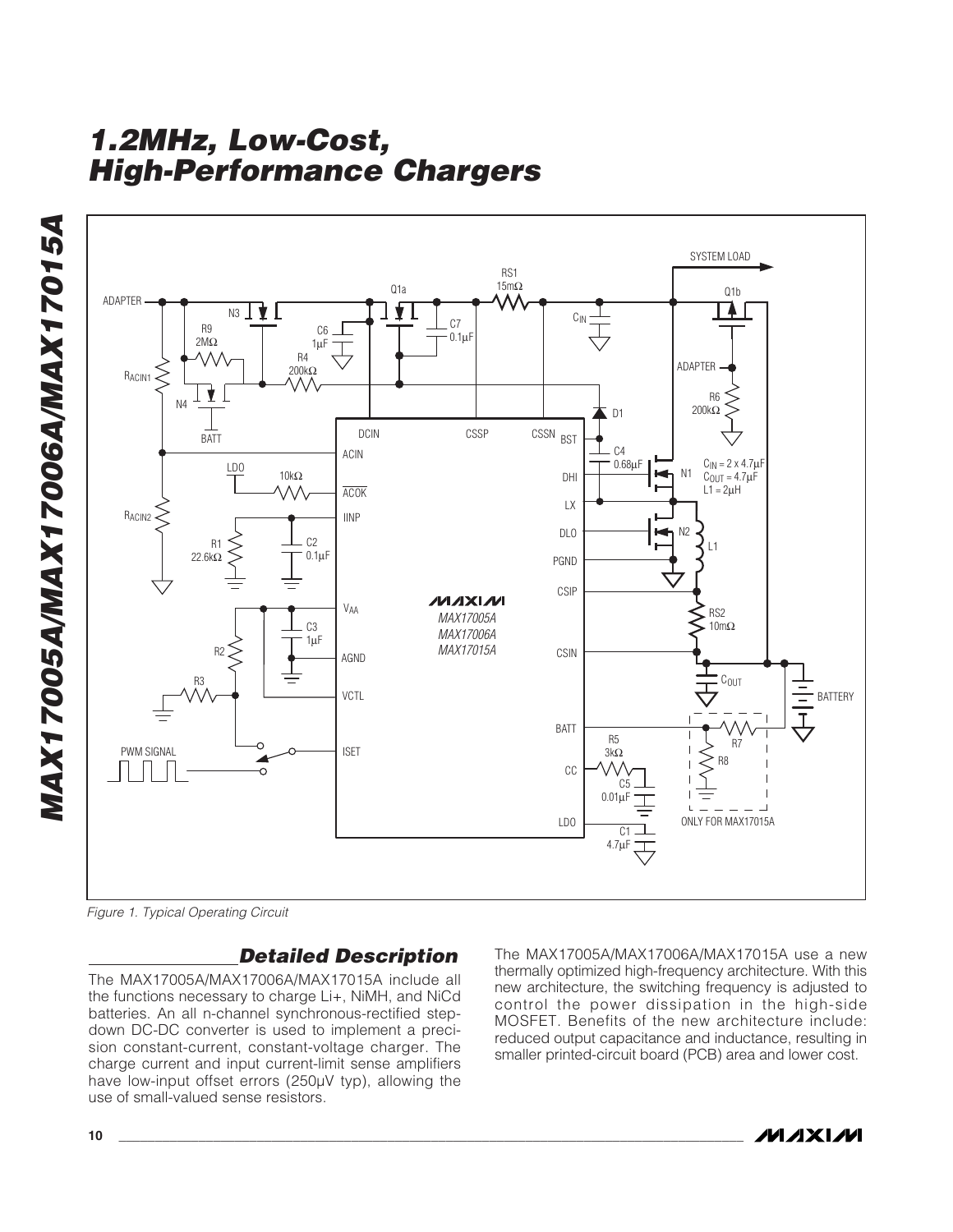Figure 1. Typical Operating Circuit

## Detailed Description

The MAX17005A/MAX17006A/MAX17015A include all the functions necessary to charge Li+, NiMH, and NiCd batteries. An all n-channel synchronous-rectified step-down DC-DC converter is used to implement a precision constant-current, constant-voltage charger. The charge current and input current-limit sense amplifiers have low-input offset errors (250µV typ), allowing the use of small-valued sense resistors.

The MAX17005A/MAX17006A/MAX17015A use a new thermally optimized high-frequency architecture. With this new architecture, the switching frequency is adjusted to control the power dissipation in the high-side MOSFET. Benefits of the new architecture include: reduced output capacitance and inductance, resulting in smaller printed-circuit board (PCB) area and lower cost.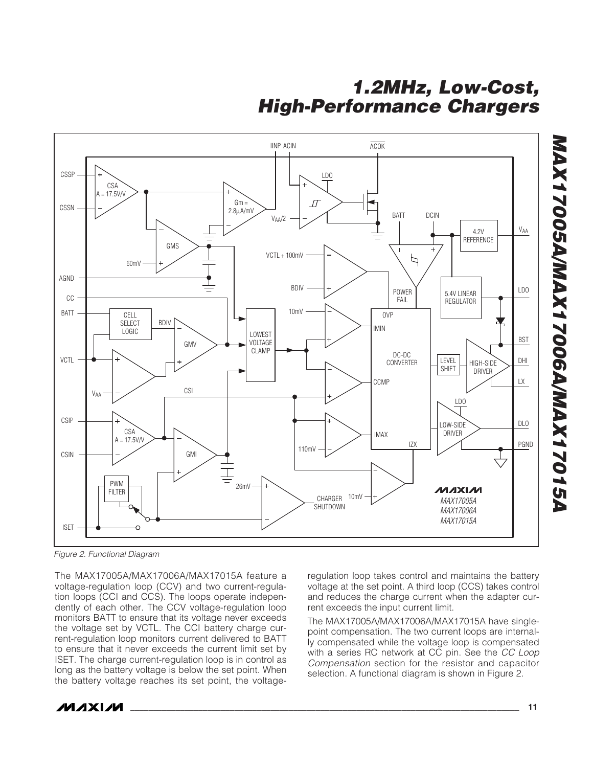Figure 2. Functional Diagram

The MAX17005A/MAX17006A/MAX17015A feature a voltage-regulation loop (CCV) and two current-regulation loops (CCI and CCS). The loops operate independently of each other. The CCV voltage-regulation loop monitors BATT to ensure that its voltage never exceeds the voltage set by VCTL. The CCI battery charge current-regulation loop monitors current delivered to BATT to ensure that it never exceeds the current limit set by ISET. The charge current-regulation loop is in control as long as the battery voltage is below the set point. When the battery voltage reaches its set point, the voltage-regulation loop takes control and maintains the battery voltage at the set point. A third loop (CCS) takes control and reduces the charge current when the adapter current exceeds the input current limit.

The MAX17005A/MAX17006A/MAX17015A have single-point compensation. The two current loops are internally compensated while the voltage loop is compensated with a series RC network at CC pin. See the *CC Loop Compensation* section for the resistor and capacitor selection. A functional diagram is shown in Figure 2.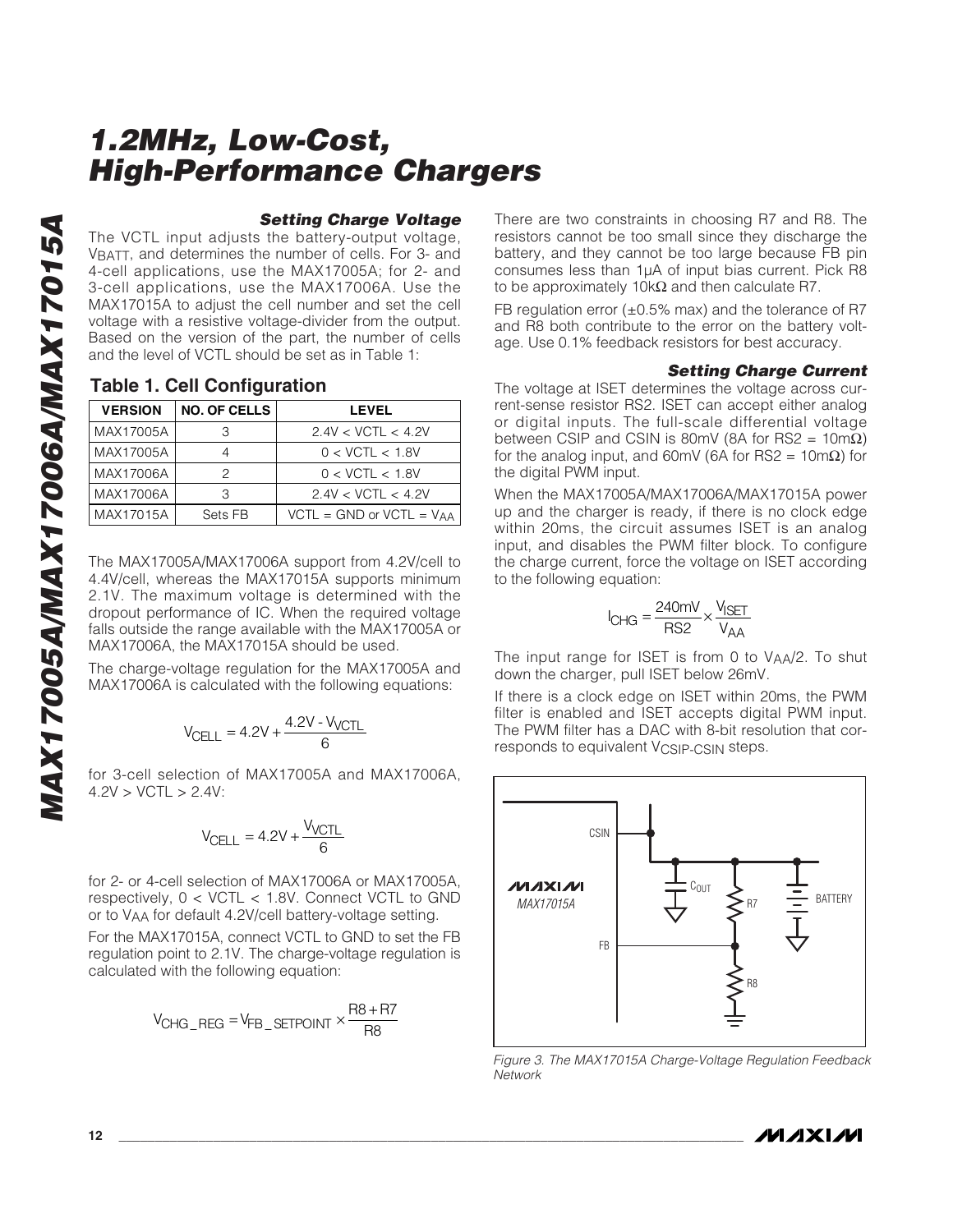# 1.2MHz, Low-Cost, High-Performance Chargers

### *Setting Charge Voltage*

The VCTL input adjusts the battery-output voltage, $V_{BATT}$, and determines the number of cells. For 3- and 4-cell applications, use the MAX17005A; for 2- and 3-cell applications, use the MAX17006A. Use the MAX17015A to adjust the cell number and set the cell voltage with a resistive voltage-divider from the output. Based on the version of the part, the number of cells and the level of VCTL should be set as in Table 1:

**Table 1. Cell Configuration**

| VERSION | NO. OF CELLS | LEVEL |
|---|---|---|
| MAX17005A | 3 | 2.4V < VCTL < 4.2V |
| MAX17005A | 4 | 0 < VCTL < 1.8V |
| MAX17006A | 2 | 0 < VCTL < 1.8V |
| MAX17006A | 3 | 2.4V < VCTL < 4.2V |
| MAX17015A | Sets FB | VCTL = GND or VCTL = $V_{AA}$ |

The MAX17005A/MAX17006A support from 4.2V/cell to 4.4V/cell, whereas the MAX17015A supports minimum 2.1V. The maximum voltage is determined with the dropout performance of IC. When the required voltage falls outside the range available with the MAX17005A or MAX17006A, the MAX17015A should be used.

The charge-voltage regulation for the MAX17005A and MAX17006A is calculated with the following equations:

$$V_{CELL} = 4.2V + \frac{4.2V - V_{VCTL}}{6}$$

for 3-cell selection of MAX17005A and MAX17006A, 4.2V > VCTL > 2.4V:

$$V_{CELL} = 4.2V + \frac{V_{VCTL}}{6}$$

for 2- or 4-cell selection of MAX17006A or MAX17005A, respectively, 0 < VCTL < 1.8V. Connect VCTL to GND or to $V_{AA}$ for default 4.2V/cell battery-voltage setting.

For the MAX17015A, connect VCTL to GND to set the FB regulation point to 2.1V. The charge-voltage regulation is calculated with the following equation:

$$V_{CHG\_REG} = V_{FB\_SETPOINT} \times \frac{R8 + R7}{R8}$$

There are two constraints in choosing R7 and R8. The resistors cannot be too small since they discharge the battery, and they cannot be too large because FB pin consumes less than 1µA of input bias current. Pick R8 to be approximately 10kΩ and then calculate R7.

FB regulation error (±0.5% max) and the tolerance of R7 and R8 both contribute to the error on the battery voltage. Use 0.1% feedback resistors for best accuracy.

### *Setting Charge Current*

The voltage at ISET determines the voltage across current-sense resistor RS2. ISET can accept either analog or digital inputs. The full-scale differential voltage between CSIP and CSIN is 80mV (8A for RS2 = 10mΩ) for the analog input, and 60mV (6A for RS2 = 10mΩ) for the digital PWM input.

When the MAX17005A/MAX17006A/MAX17015A power up and the charger is ready, if there is no clock edge within 20ms, the circuit assumes ISET is an analog input, and disables the PWM filter block. To configure the charge current, force the voltage on ISET according to the following equation:

$$I_{CHG} = \frac{240mV}{RS2} \times \frac{V_{ISET}}{V_{AA}}$$

The input range for ISET is from 0 to $V_{AA}/2$. To shut down the charger, pull ISET below 26mV.

If there is a clock edge on ISET within 20ms, the PWM filter is enabled and ISET accepts digital PWM input. The PWM filter has a DAC with 8-bit resolution that corresponds to equivalent $V_{CSIP-CSIN}$ steps.

*Figure 3. The MAX17015A Charge-Voltage Regulation Feedback Network*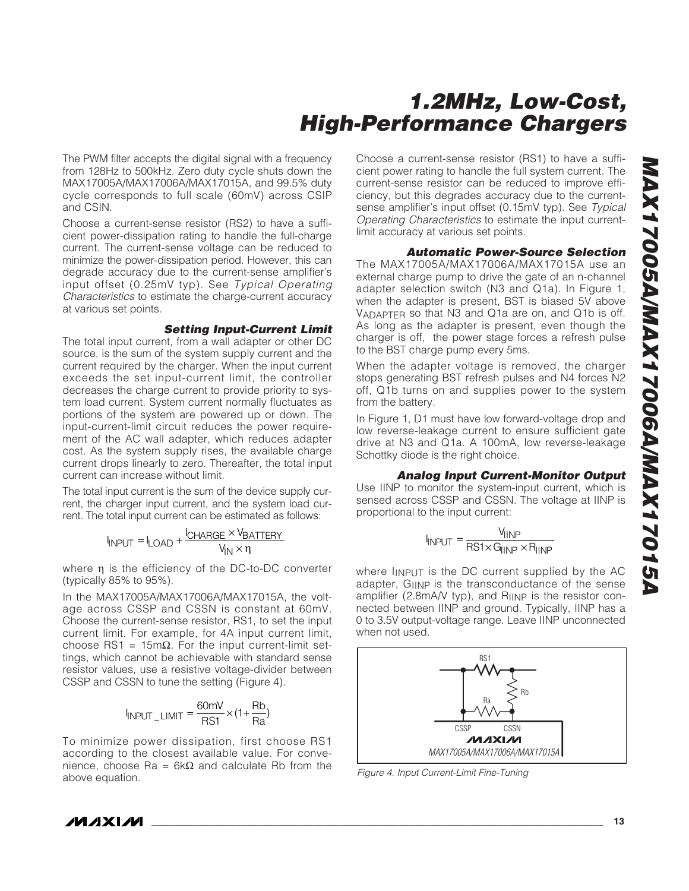The PWM filter accepts the digital signal with a frequency from 128Hz to 500kHz. Zero duty cycle shuts down the MAX17005A/MAX17006A/MAX17015A, and 99.5% duty cycle corresponds to full scale (60mV) across CSIP and CSIN.

Choose a current-sense resistor (RS2) to have a sufficient power-dissipation rating to handle the full-charge current. The current-sense voltage can be reduced to minimize the power-dissipation period. However, this can degrade accuracy due to the current-sense amplifier's input offset (0.25mV typ). See *Typical Operating Characteristics* to estimate the charge-current accuracy at various set points.

### Setting Input-Current Limit

The total input current, from a wall adapter or other DC source, is the sum of the system supply current and the current required by the charger. When the input current exceeds the set input-current limit, the controller decreases the charge current to provide priority to system load current. System current normally fluctuates as portions of the system are powered up or down. The input-current-limit circuit reduces the power requirement of the AC wall adapter, which reduces adapter cost. As the system supply rises, the available charge current drops linearly to zero. Thereafter, the total input current can increase without limit.

The total input current is the sum of the device supply current, the charger input current, and the system load current. The total input current can be estimated as follows:

$$I_{INPUT} = I_{LOAD} + \frac{I_{CHARGE} \times V_{BATTERY}}{V_{IN} \times \eta}$$

where $\eta$ is the efficiency of the DC-to-DC converter (typically 85% to 95%).

In the MAX17005A/MAX17006A/MAX17015A, the voltage across CSSP and CSSN is constant at 60mV. Choose the current-sense resistor, RS1, to set the input current limit. For example, for 4A input current limit, choose RS1 = 15mΩ. For the input current-limit settings, which cannot be achievable with standard sense resistor values, use a resistive voltage-divider between CSSP and CSSN to tune the setting (Figure 4).

$$I_{INPUT\_LIMIT} = \frac{60mV}{RS1} \times (1 + \frac{Rb}{Ra})$$

To minimize power dissipation, first choose RS1 according to the closest available value. For convenience, choose Ra = 6kΩ and calculate Rb from the above equation.

Choose a current-sense resistor (RS1) to have a sufficient power rating to handle the full system current. The current-sense resistor can be reduced to improve efficiency, but this degrades accuracy due to the current-sense amplifier's input offset (0.15mV typ). See *Typical Operating Characteristics* to estimate the input current-limit accuracy at various set points.

### Automatic Power-Source Selection

The MAX17005A/MAX17006A/MAX17015A use an external charge pump to drive the gate of an n-channel adapter selection switch (N3 and Q1a). In Figure 1, when the adapter is present, BST is biased 5V above $V_{ADAPTER}$ so that N3 and Q1a are on, and Q1b is off. As long as the adapter is present, even though the charger is off, the power stage forces a refresh pulse to the BST charge pump every 5ms.

When the adapter voltage is removed, the charger stops generating BST refresh pulses and N4 forces N2 off, Q1b turns on and supplies power to the system from the battery.

In Figure 1, D1 must have low forward-voltage drop and low reverse-leakage current to ensure sufficient gate drive at N3 and Q1a. A 100mA, low reverse-leakage Schottky diode is the right choice.

### Analog Input Current-Monitor Output

Use IINP to monitor the system-input current, which is sensed across CSSP and CSSN. The voltage at IINP is proportional to the input current:

$$I_{INPUT} = \frac{V_{IINP}}{RS1 \times G_{IINP} \times R_{IINP}}$$

where $I_{INPUT}$ is the DC current supplied by the AC adapter, $G_{IINP}$ is the transconductance of the sense amplifier (2.8mA/V typ), and $R_{IINP}$ is the resistor connected between IINP and ground. Typically, IINP has a 0 to 3.5V output-voltage range. Leave IINP unconnected when not used.

*Figure 4. Input Current-Limit Fine-Tuning*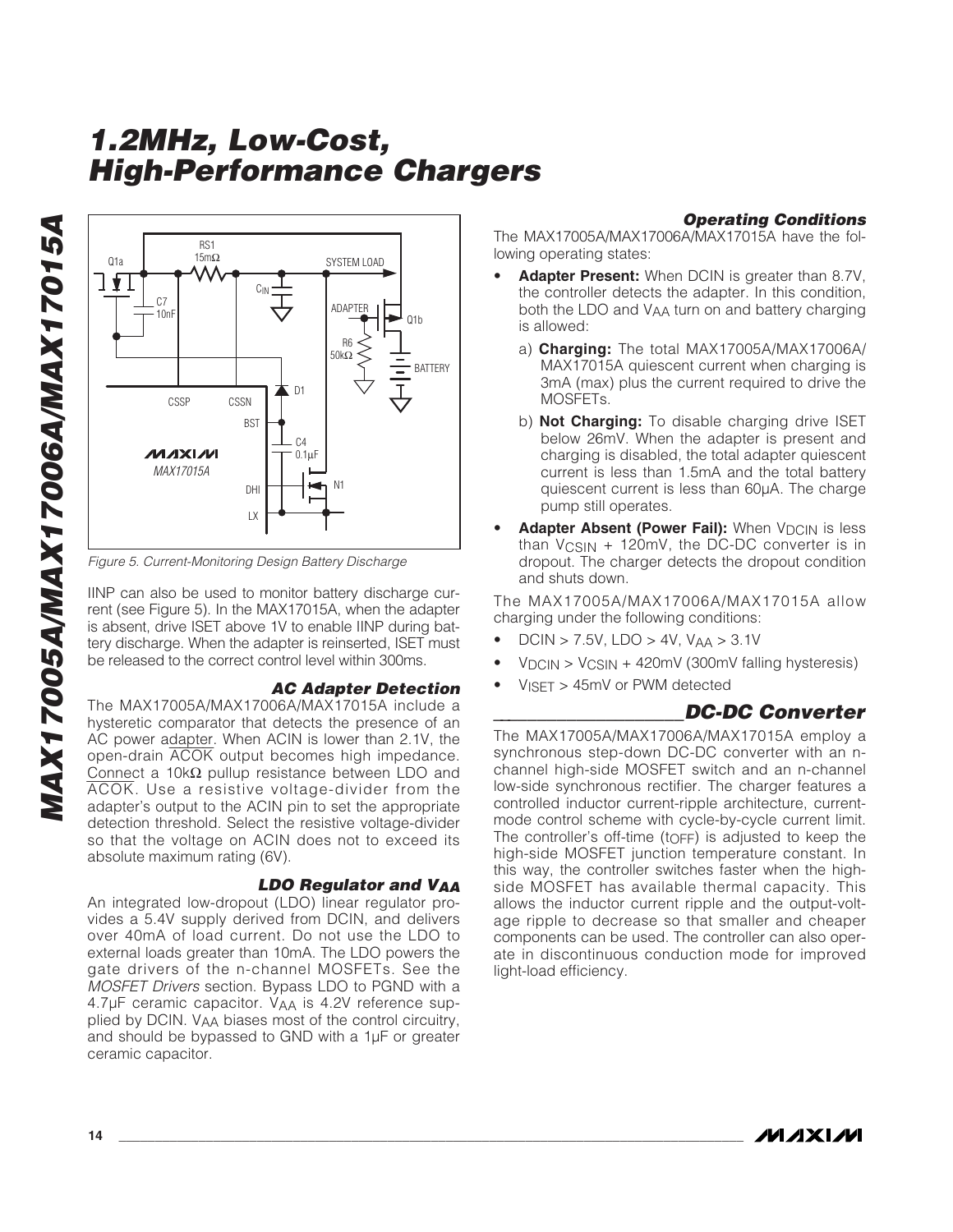Figure 5. Current-Monitoring Design Battery Discharge

IINP can also be used to monitor battery discharge current (see Figure 5). In the MAX17015A, when the adapter is absent, drive ISET above 1V to enable IINP during battery discharge. When the adapter is reinserted, ISET must be released to the correct control level within 300ms.

### AC Adapter Detection

The MAX17005A/MAX17006A/MAX17015A include a hysteretic comparator that detects the presence of an AC power adapter. When ACIN is lower than 2.1V, the open-drain ACOK output becomes high impedance. Connect a 10kΩ pullup resistance between LDO and ACOK. Use a resistive voltage-divider from the adapter's output to the ACIN pin to set the appropriate detection threshold. Select the resistive voltage-divider so that the voltage on ACIN does not to exceed its absolute maximum rating (6V).

### LDO Regulator and $V_{AA}$

An integrated low-dropout (LDO) linear regulator provides a 5.4V supply derived from DCIN, and delivers over 40mA of load current. Do not use the LDO to external loads greater than 10mA. The LDO powers the gate drivers of the n-channel MOSFETs. See the *MOSFET Drivers* section. Bypass LDO to PGND with a 4.7µF ceramic capacitor. $V_{AA}$ is 4.2V reference supplied by DCIN. $V_{AA}$ biases most of the control circuitry, and should be bypassed to GND with a 1µF or greater ceramic capacitor.

### Operating Conditions

The MAX17005A/MAX17006A/MAX17015A have the following operating states:

- **Adapter Present:** When DCIN is greater than 8.7V, the controller detects the adapter. In this condition, both the LDO and $V_{AA}$ turn on and battery charging is allowed:
  - a) **Charging:** The total MAX17005A/MAX17006A/MAX17015A quiescent current when charging is 3mA (max) plus the current required to drive the MOSFETs.
  - b) **Not Charging:** To disable charging drive ISET below 26mV. When the adapter is present and charging is disabled, the total adapter quiescent current is less than 1.5mA and the total battery quiescent current is less than 60µA. The charge pump still operates.
- **Adapter Absent (Power Fail):** When $V_{DCIN}$ is less than $V_{CSIN}$ + 120mV, the DC-DC converter is in dropout. The charger detects the dropout condition and shuts down.

The MAX17005A/MAX17006A/MAX17015A allow charging under the following conditions:

- DCIN > 7.5V, LDO > 4V, $V_{AA}$ > 3.1V
- $V_{DCIN}$ > $V_{CSIN}$ + 420mV (300mV falling hysteresis)
- $V_{ISET}$ > 45mV or PWM detected

## DC-DC Converter

The MAX17005A/MAX17006A/MAX17015A employ a synchronous step-down DC-DC converter with an n-channel high-side MOSFET switch and an n-channel low-side synchronous rectifier. The charger features a controlled inductor current-ripple architecture, current-mode control scheme with cycle-by-cycle current limit. The controller's off-time ($t_{OFF}$) is adjusted to keep the high-side MOSFET junction temperature constant. In this way, the controller switches faster when the high-side MOSFET has available thermal capacity. This allows the inductor current ripple and the output-voltage ripple to decrease so that smaller and cheaper components can be used. The controller can also operate in discontinuous conduction mode for improved light-load efficiency.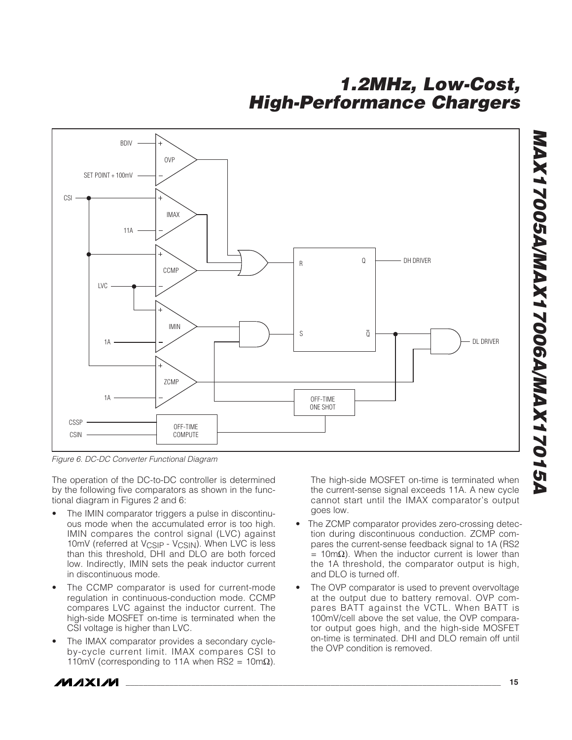Figure 6. DC-DC Converter Functional Diagram

The operation of the DC-to-DC controller is determined by the following five comparators as shown in the functional diagram in Figures 2 and 6:

- The IMIN comparator triggers a pulse in discontinuous mode when the accumulated error is too high. IMIN compares the control signal (LVC) against 10mV (referred at $V_{CSIP}$ - $V_{CSIN}$). When LVC is less than this threshold, DHI and DLO are both forced low. Indirectly, IMIN sets the peak inductor current in discontinuous mode.
- The CCMP comparator is used for current-mode regulation in continuous-conduction mode. CCMP compares LVC against the inductor current. The high-side MOSFET on-time is terminated when the CSI voltage is higher than LVC.
- The IMAX comparator provides a secondary cycle-by-cycle current limit. IMAX compares CSI to 110mV (corresponding to 11A when RS2 = 10mΩ). The high-side MOSFET on-time is terminated when the current-sense signal exceeds 11A. A new cycle cannot start until the IMAX comparator's output goes low.
- The ZCMP comparator provides zero-crossing detection during discontinuous conduction. ZCMP compares the current-sense feedback signal to 1A (RS2 = 10mΩ). When the inductor current is lower than the 1A threshold, the comparator output is high, and DLO is turned off.
- The OVP comparator is used to prevent overvoltage at the output due to battery removal. OVP compares BATT against the VCTL. When BATT is 100mV/cell above the set value, the OVP comparator output goes high, and the high-side MOSFET on-time is terminated. DHI and DLO remain off until the OVP condition is removed.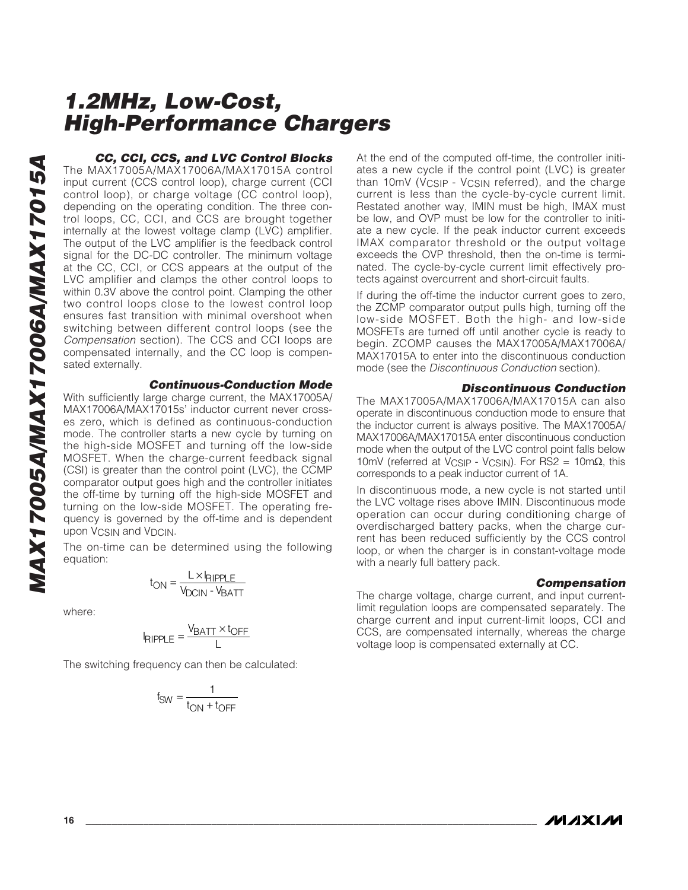### CC, CCI, CCS, and LVC Control Blocks

The MAX17005A/MAX17006A/MAX17015A control input current (CCS control loop), charge current (CCI control loop), or charge voltage (CC control loop), depending on the operating condition. The three control loops, CC, CCI, and CCS are brought together internally at the lowest voltage clamp (LVC) amplifier. The output of the LVC amplifier is the feedback control signal for the DC-DC controller. The minimum voltage at the CC, CCI, or CCS appears at the output of the LVC amplifier and clamps the other control loops to within 0.3V above the control point. Clamping the other two control loops close to the lowest control loop ensures fast transition with minimal overshoot when switching between different control loops (see the *Compensation* section). The CCS and CCI loops are compensated internally, and the CC loop is compensated externally.

### Continuous-Conduction Mode

With sufficiently large charge current, the MAX17005A/MAX17006A/MAX17015s' inductor current never crosses zero, which is defined as continuous-conduction mode. The controller starts a new cycle by turning on the high-side MOSFET and turning off the low-side MOSFET. When the charge-current feedback signal (CSI) is greater than the control point (LVC), the CCMP comparator output goes high and the controller initiates the off-time by turning off the high-side MOSFET and turning on the low-side MOSFET. The operating frequency is governed by the off-time and is dependent upon $V_{CSIN}$ and $V_{DCIN}$.

The on-time can be determined using the following equation:

$$t_{ON} = \frac{L \times I_{RIPPLE}}{V_{DCIN} - V_{BATT}}$$

where:

$$I_{RIPPLE} = \frac{V_{BATT} \times t_{OFF}}{L}$$

The switching frequency can then be calculated:

$$f_{SW} = \frac{1}{t_{ON} + t_{OFF}}$$

At the end of the computed off-time, the controller initiates a new cycle if the control point (LVC) is greater than 10mV ($V_{CSIP}$ - $V_{CSIN}$ referred), and the charge current is less than the cycle-by-cycle current limit. Restated another way, IMIN must be high, IMAX must be low, and OVP must be low for the controller to initiate a new cycle. If the peak inductor current exceeds IMAX comparator threshold or the output voltage exceeds the OVP threshold, then the on-time is terminated. The cycle-by-cycle current limit effectively protects against overcurrent and short-circuit faults.

If during the off-time the inductor current goes to zero, the ZCMP comparator output pulls high, turning off the low-side MOSFET. Both the high- and low-side MOSFETs are turned off until another cycle is ready to begin. ZCOMP causes the MAX17005A/MAX17006A/MAX17015A to enter into the discontinuous conduction mode (see the *Discontinuous Conduction* section).

### Discontinuous Conduction

The MAX17005A/MAX17006A/MAX17015A can also operate in discontinuous conduction mode to ensure that the inductor current is always positive. The MAX17005A/MAX17006A/MAX17015A enter discontinuous conduction mode when the output of the LVC control point falls below 10mV (referred at $V_{CSIP}$ - $V_{CSIN}$). For RS2 = 10mΩ, this corresponds to a peak inductor current of 1A.

In discontinuous mode, a new cycle is not started until the LVC voltage rises above IMIN. Discontinuous mode operation can occur during conditioning charge of overdischarged battery packs, when the charge current has been reduced sufficiently by the CCS control loop, or when the charger is in constant-voltage mode with a nearly full battery pack.

### Compensation

The charge voltage, charge current, and input current-limit regulation loops are compensated separately. The charge current and input current-limit loops, CCI and CCS, are compensated internally, whereas the charge voltage loop is compensated externally at CC.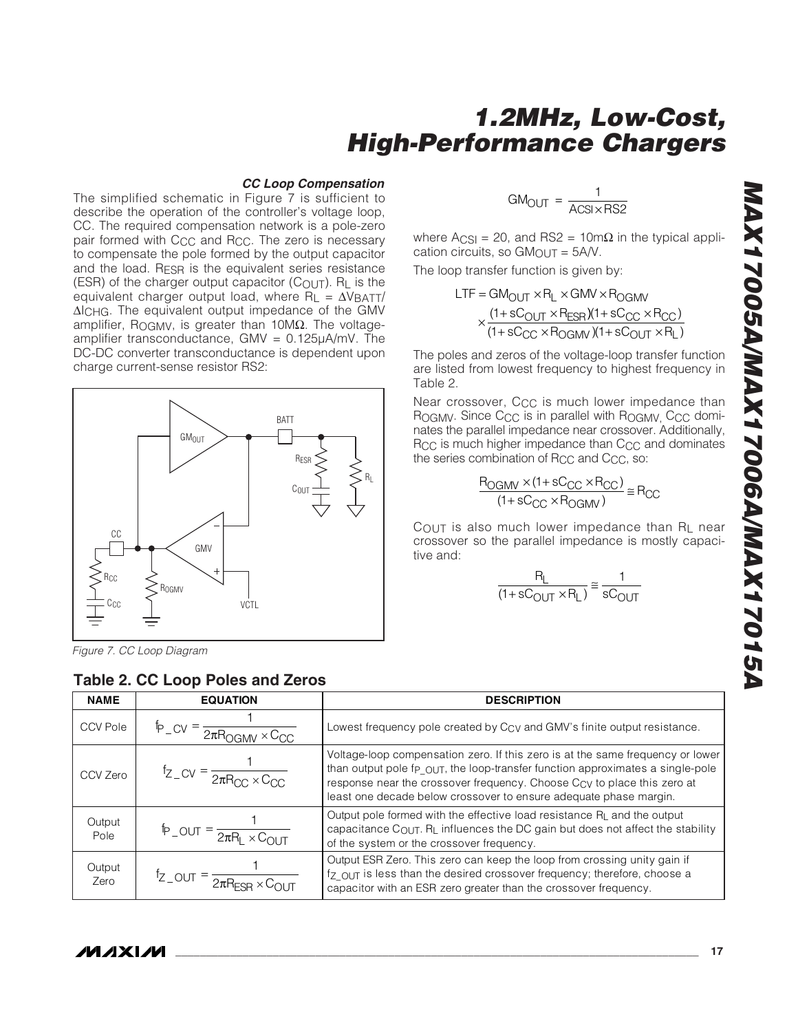### *CC Loop Compensation*

The simplified schematic in Figure 7 is sufficient to describe the operation of the controller's voltage loop, CC. The required compensation network is a pole-zero pair formed with $C_{CC}$ and $R_{CC}$. The zero is necessary to compensate the pole formed by the output capacitor and the load. $R_{ESR}$ is the equivalent series resistance (ESR) of the charger output capacitor ($C_{OUT}$). $R_L$ is the equivalent charger output load, where $R_L = \Delta V_{BATT}/\Delta I_{CHG}$. The equivalent output impedance of the GMV amplifier, $R_{OGMV}$, is greater than 10MΩ. The voltage-amplifier transconductance, GMV = 0.125µA/mV. The DC-DC converter transconductance is dependent upon charge current-sense resistor RS2:

$$GM_{OUT} = \frac{1}{A_{CSI} \times RS2}$$

where $A_{CSI}$ = 20, and RS2 = 10mΩ in the typical application circuits, so $GM_{OUT}$ = 5A/V.

The loop transfer function is given by:

$$LTF = GM_{OUT} \times R_L \times GMV \times R_{OGMV} \times \frac{(1+sC_{OUT} \times R_{ESR})(1+sC_{CC} \times R_{CC})}{(1+sC_{CC} \times R_{OGMV})(1+sC_{OUT} \times R_L)}$$

The poles and zeros of the voltage-loop transfer function are listed from lowest frequency to highest frequency in Table 2.

Near crossover, $C_{CC}$ is much lower impedance than $R_{OGMV}$. Since $C_{CC}$ is in parallel with $R_{OGMV}$, $C_{CC}$ dominates the parallel impedance near crossover. Additionally, $R_{CC}$ is much higher impedance than $C_{CC}$ and dominates the series combination of $R_{CC}$ and $C_{CC}$, so:

$$\frac{R_{OGMV} \times (1+sC_{CC} \times R_{CC})}{(1+sC_{CC} \times R_{OGMV})} \cong R_{CC}$$

$C_{OUT}$ is also much lower impedance than $R_L$ near crossover so the parallel impedance is mostly capacitive and:

$$\frac{R_L}{(1+sC_{OUT} \times R_L)} \cong \frac{1}{sC_{OUT}}$$

*Figure 7. CC Loop Diagram*

**Table 2. CC Loop Poles and Zeros**

| NAME | EQUATION | DESCRIPTION |
|---|---|---|
| CCV Pole | $f_{P\_CV} = \frac{1}{2\pi R_{OGMV} \times C_{CC}}$ | Lowest frequency pole created by $C_{CV}$ and GMV's finite output resistance. |
| CCV Zero | $f_{Z\_CV} = \frac{1}{2\pi R_{CC} \times C_{CC}}$ | Voltage-loop compensation zero. If this zero is at the same frequency or lower than output pole $f_{P\_OUT}$, the loop-transfer function approximates a single-pole response near the crossover frequency. Choose $C_{CV}$ to place this zero at least one decade below crossover to ensure adequate phase margin. |
| Output Pole | $f_{P\_OUT} = \frac{1}{2\pi R_L \times C_{OUT}}$ | Output pole formed with the effective load resistance $R_L$ and the output capacitance $C_{OUT}$. $R_L$ influences the DC gain but does not affect the stability of the system or the crossover frequency. |
| Output Zero | $f_{Z\_OUT} = \frac{1}{2\pi R_{ESR} \times C_{OUT}}$ | Output ESR Zero. This zero can keep the loop from crossing unity gain if $f_{Z\_OUT}$ is less than the desired crossover frequency; therefore, choose a capacitor with an ESR zero greater than the crossover frequency. |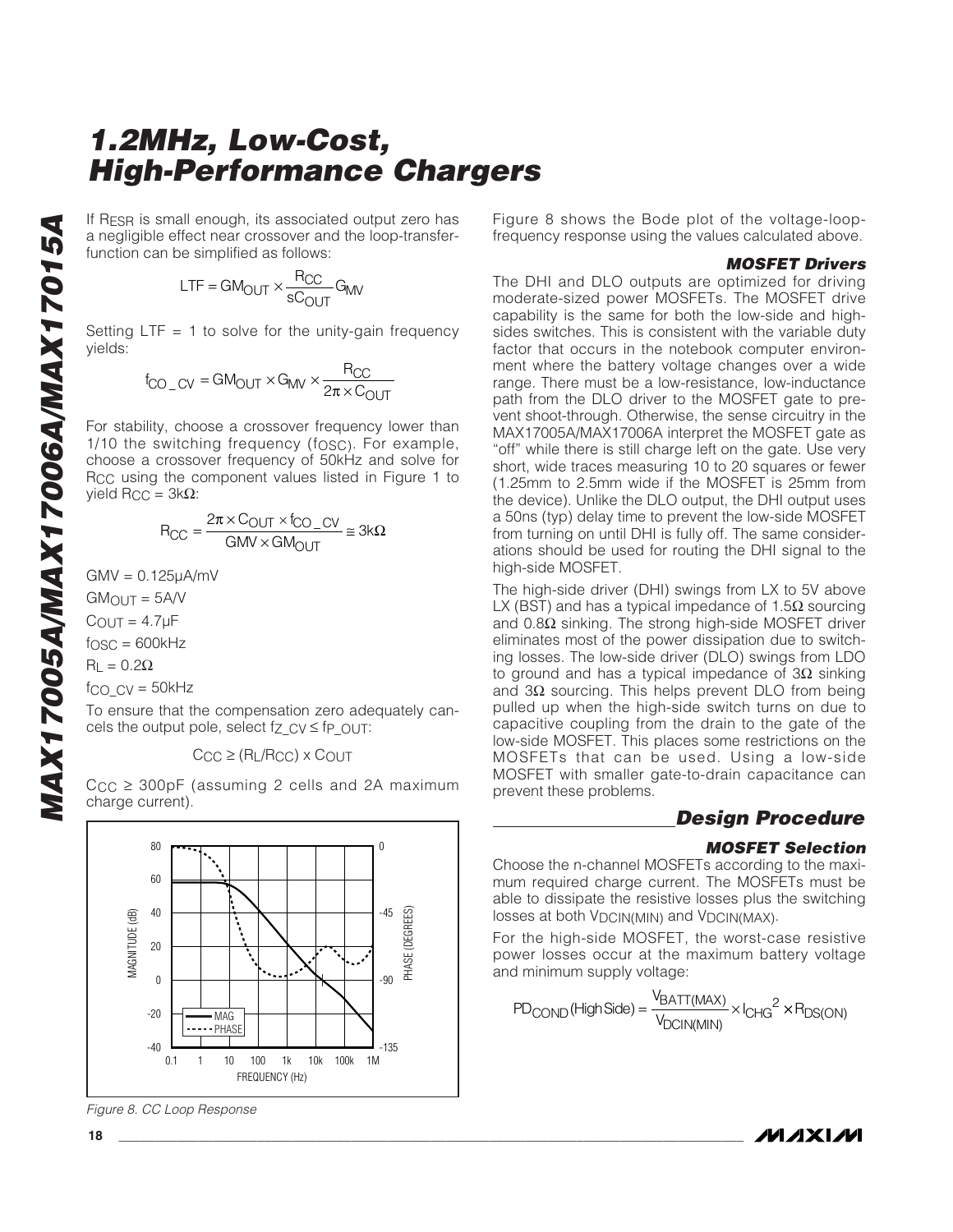If $R_{ESR}$ is small enough, its associated output zero has a negligible effect near crossover and the loop-transfer-function can be simplified as follows:

$$LTF = GM_{OUT} \times \frac{R_{CC}}{sC_{OUT}} G_{MV}$$

Setting LTF = 1 to solve for the unity-gain frequency yields:

$$f_{CO\_CV} = GM_{OUT} \times G_{MV} \times \frac{R_{CC}}{2\pi \times C_{OUT}}$$

For stability, choose a crossover frequency lower than 1/10 the switching frequency ($f_{OSC}$). For example, choose a crossover frequency of 50kHz and solve for $R_{CC}$ using the component values listed in Figure 1 to yield $R_{CC}$ = 3kΩ:

$$R_{CC} = \frac{2\pi \times C_{OUT} \times f_{CO\_CV}}{GMV \times GM_{OUT}} \cong 3k\Omega$$

GMV = 0.125µA/mV

$GM_{OUT}$ = 5A/V

$C_{OUT}$ = 4.7µF

$f_{OSC}$ = 600kHz

$R_L$ = 0.2Ω

$f_{CO\_CV}$ = 50kHz

To ensure that the compensation zero adequately cancels the output pole, select $f_{Z\_CV} \le f_{P\_OUT}$:

$$C_{CC} \ge (R_L/R_{CC}) \times C_{OUT}$$

$C_{CC}$ ≥ 300pF (assuming 2 cells and 2A maximum charge current).

Figure 8. CC Loop Response

Figure 8 shows the Bode plot of the voltage-loop-frequency response using the values calculated above.

### MOSFET Drivers

The DHI and DLO outputs are optimized for driving moderate-sized power MOSFETs. The MOSFET drive capability is the same for both the low-side and high-sides switches. This is consistent with the variable duty factor that occurs in the notebook computer environment where the battery voltage changes over a wide range. There must be a low-resistance, low-inductance path from the DLO driver to the MOSFET gate to prevent shoot-through. Otherwise, the sense circuitry in the MAX17005A/MAX17006A interpret the MOSFET gate as "off" while there is still charge left on the gate. Use very short, wide traces measuring 10 to 20 squares or fewer (1.25mm to 2.5mm wide if the MOSFET is 25mm from the device). Unlike the DLO output, the DHI output uses a 50ns (typ) delay time to prevent the low-side MOSFET from turning on until DHI is fully off. The same considerations should be used for routing the DHI signal to the high-side MOSFET.

The high-side driver (DHI) swings from LX to 5V above LX (BST) and has a typical impedance of 1.5Ω sourcing and 0.8Ω sinking. The strong high-side MOSFET driver eliminates most of the power dissipation due to switching losses. The low-side driver (DLO) swings from LDO to ground and has a typical impedance of 3Ω sinking and 3Ω sourcing. This helps prevent DLO from being pulled up when the high-side switch turns on due to capacitive coupling from the drain to the gate of the low-side MOSFET. This places some restrictions on the MOSFETs that can be used. Using a low-side MOSFET with smaller gate-to-drain capacitance can prevent these problems.

## Design Procedure

### MOSFET Selection

Choose the n-channel MOSFETs according to the maximum required charge current. The MOSFETs must be able to dissipate the resistive losses plus the switching losses at both $V_{DCIN(MIN)}$ and $V_{DCIN(MAX)}$.

For the high-side MOSFET, the worst-case resistive power losses occur at the maximum battery voltage and minimum supply voltage:

$$PD_{COND}(\text{High Side}) = \frac{V_{BATT(MAX)}}{V_{DCIN(MIN)}} \times I_{CHG}^2 \times R_{DS(ON)}$$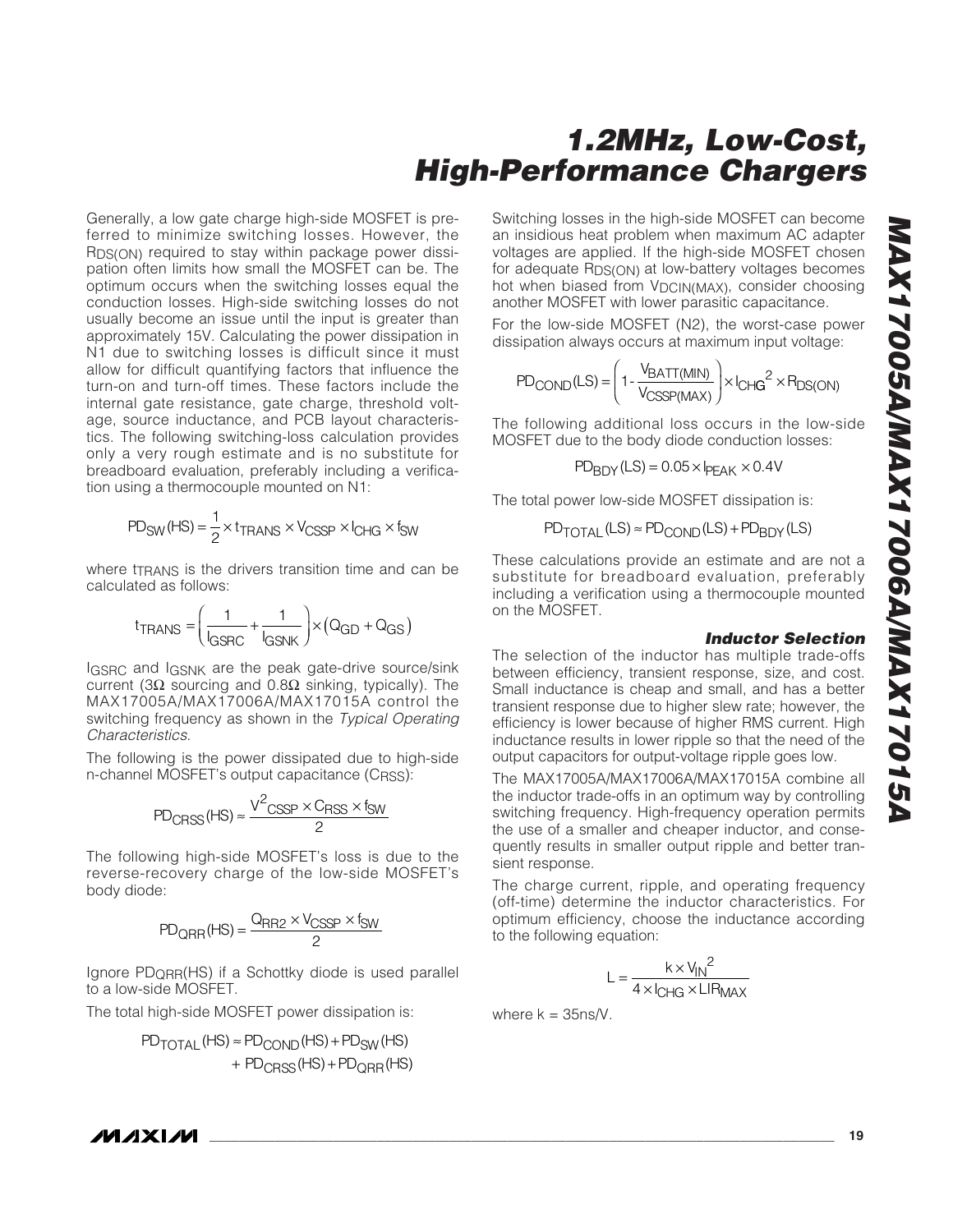Generally, a low gate charge high-side MOSFET is preferred to minimize switching losses. However, the $R_{DS(ON)}$ required to stay within package power dissipation often limits how small the MOSFET can be. The optimum occurs when the switching losses equal the conduction losses. High-side switching losses do not usually become an issue until the input is greater than approximately 15V. Calculating the power dissipation in N1 due to switching losses is difficult since it must allow for difficult quantifying factors that influence the turn-on and turn-off times. These factors include the internal gate resistance, gate charge, threshold voltage, source inductance, and PCB layout characteristics. The following switching-loss calculation provides only a very rough estimate and is no substitute for breadboard evaluation, preferably including a verification using a thermocouple mounted on N1:

$$PD_{SW}(HS) = \frac{1}{2} \times t_{TRANS} \times V_{CSSP} \times I_{CHG} \times f_{SW}$$

where $t_{TRANS}$ is the drivers transition time and can be calculated as follows:

$$t_{TRANS} = \left(\frac{1}{I_{GSRC}} + \frac{1}{I_{GSNK}}\right) \times (Q_{GD} + Q_{GS})$$

$I_{GSRC}$ and $I_{GSNK}$ are the peak gate-drive source/sink current (3Ω sourcing and 0.8Ω sinking, typically). The MAX17005A/MAX17006A/MAX17015A control the switching frequency as shown in the *Typical Operating Characteristics*.

The following is the power dissipated due to high-side n-channel MOSFET's output capacitance ($C_{RSS}$):

$$PD_{CRSS}(HS) \approx \frac{V^2_{CSSP} \times C_{RSS} \times f_{SW}}{2}$$

The following high-side MOSFET's loss is due to the reverse-recovery charge of the low-side MOSFET's body diode:

$$PD_{QRR}(HS) = \frac{Q_{RR2} \times V_{CSSP} \times f_{SW}}{2}$$

Ignore $PD_{QRR}(HS)$ if a Schottky diode is used parallel to a low-side MOSFET.

The total high-side MOSFET power dissipation is:

$$PD_{TOTAL}(HS) \approx PD_{COND}(HS) + PD_{SW}(HS) + PD_{CRSS}(HS) + PD_{QRR}(HS)$$

Switching losses in the high-side MOSFET can become an insidious heat problem when maximum AC adapter voltages are applied. If the high-side MOSFET chosen for adequate $R_{DS(ON)}$ at low-battery voltages becomes hot when biased from $V_{DCIN(MAX)}$, consider choosing another MOSFET with lower parasitic capacitance.

For the low-side MOSFET (N2), the worst-case power dissipation always occurs at maximum input voltage:

$$PD_{COND}(LS) = \left(1 - \frac{V_{BATT(MIN)}}{V_{CSSP(MAX)}}\right) \times I_{CHG}^2 \times R_{DS(ON)}$$

The following additional loss occurs in the low-side MOSFET due to the body diode conduction losses:

$$PD_{BDY}(LS) = 0.05 \times I_{PEAK} \times 0.4V$$

The total power low-side MOSFET dissipation is:

$$PD_{TOTAL}(LS) \approx PD_{COND}(LS) + PD_{BDY}(LS)$$

These calculations provide an estimate and are not a substitute for breadboard evaluation, preferably including a verification using a thermocouple mounted on the MOSFET.

### *Inductor Selection*

The selection of the inductor has multiple trade-offs between efficiency, transient response, size, and cost. Small inductance is cheap and small, and has a better transient response due to higher slew rate; however, the efficiency is lower because of higher RMS current. High inductance results in lower ripple so that the need of the output capacitors for output-voltage ripple goes low.

The MAX17005A/MAX17006A/MAX17015A combine all the inductor trade-offs in an optimum way by controlling switching frequency. High-frequency operation permits the use of a smaller and cheaper inductor, and consequently results in smaller output ripple and better transient response.

The charge current, ripple, and operating frequency (off-time) determine the inductor characteristics. For optimum efficiency, choose the inductance according to the following equation:

$$L = \frac{k \times V_{IN}^2}{4 \times I_{CHG} \times LIR_{MAX}}$$

where k = 35ns/V.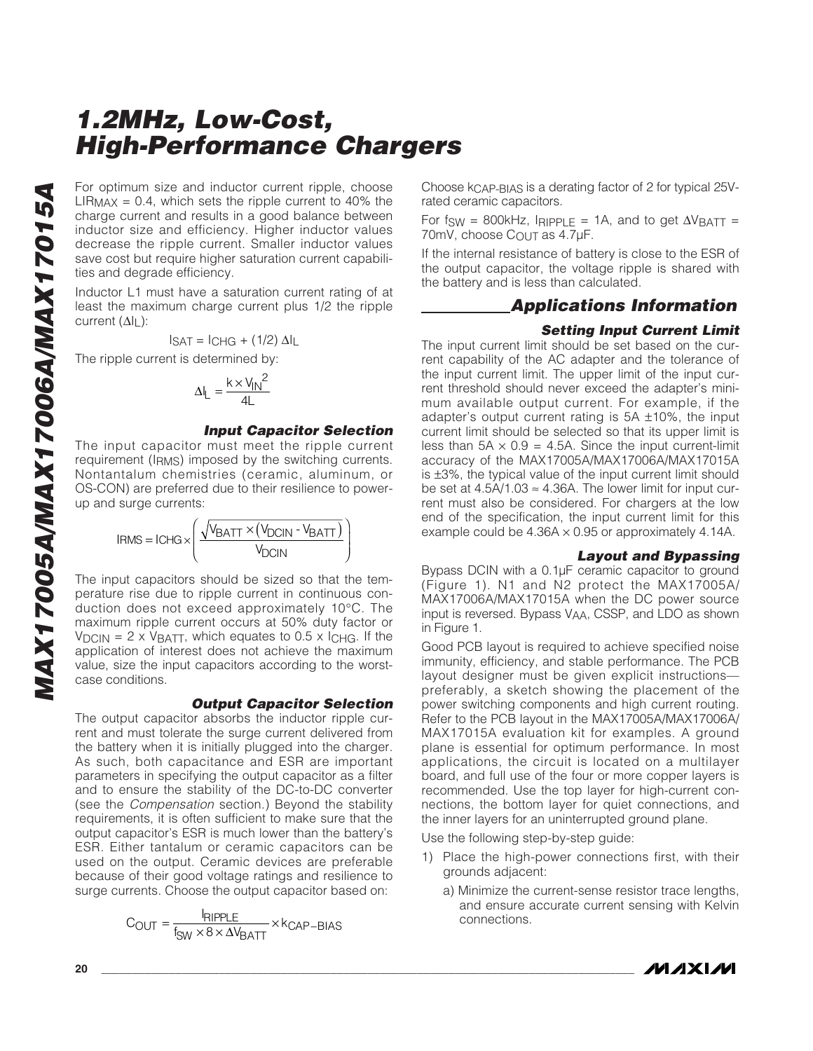For optimum size and inductor current ripple, choose $LIR_{MAX}$ = 0.4, which sets the ripple current to 40% the charge current and results in a good balance between inductor size and efficiency. Higher inductor values decrease the ripple current. Smaller inductor values save cost but require higher saturation current capabilities and degrade efficiency.

Inductor L1 must have a saturation current rating of at least the maximum charge current plus 1/2 the ripple current ($\Delta I_L$):

$$I_{SAT} = I_{CHG} + (1/2)\ \Delta I_L$$

The ripple current is determined by:

$$\Delta I_L = \frac{k \times V_{IN}^2}{4L}$$

### Input Capacitor Selection

The input capacitor must meet the ripple current requirement ($I_{RMS}$) imposed by the switching currents. Nontantalum chemistries (ceramic, aluminum, or OS-CON) are preferred due to their resilience to power-up and surge currents:

$$I_{RMS} = I_{CHG} \times \left( \frac{\sqrt{V_{BATT} \times (V_{DCIN} - V_{BATT})}}{V_{DCIN}} \right)$$

The input capacitors should be sized so that the temperature rise due to ripple current in continuous conduction does not exceed approximately 10°C. The maximum ripple current occurs at 50% duty factor or $V_{DCIN} = 2 \times V_{BATT}$, which equates to $0.5 \times I_{CHG}$. If the application of interest does not achieve the maximum value, size the input capacitors according to the worst-case conditions.

### Output Capacitor Selection

The output capacitor absorbs the inductor ripple current and must tolerate the surge current delivered from the battery when it is initially plugged into the charger. As such, both capacitance and ESR are important parameters in specifying the output capacitor as a filter and to ensure the stability of the DC-to-DC converter (see the *Compensation* section.) Beyond the stability requirements, it is often sufficient to make sure that the output capacitor's ESR is much lower than the battery's ESR. Either tantalum or ceramic capacitors can be used on the output. Ceramic devices are preferable because of their good voltage ratings and resilience to surge currents. Choose the output capacitor based on:

$$C_{OUT} = \frac{I_{RIPPLE}}{f_{SW} \times 8 \times \Delta V_{BATT}} \times k_{CAP-BIAS}$$

Choose $k_{CAP-BIAS}$ is a derating factor of 2 for typical 25V-rated ceramic capacitors.

For $f_{SW}$ = 800kHz, $I_{RIPPLE}$ = 1A, and to get $\Delta V_{BATT}$ = 70mV, choose $C_{OUT}$ as 4.7µF.

If the internal resistance of battery is close to the ESR of the output capacitor, the voltage ripple is shared with the battery and is less than calculated.

## Applications Information

### Setting Input Current Limit

The input current limit should be set based on the current capability of the AC adapter and the tolerance of the input current limit. The upper limit of the input current threshold should never exceed the adapter's minimum available output current. For example, if the adapter's output current rating is 5A ±10%, the input current limit should be selected so that its upper limit is less than 5A × 0.9 = 4.5A. Since the input current-limit accuracy of the MAX17005A/MAX17006A/MAX17015A is ±3%, the typical value of the input current limit should be set at 4.5A/1.03 ≈ 4.36A. The lower limit for input current must also be considered. For chargers at the low end of the specification, the input current limit for this example could be 4.36A × 0.95 or approximately 4.14A.

### Layout and Bypassing

Bypass DCIN with a 0.1µF ceramic capacitor to ground (Figure 1). N1 and N2 protect the MAX17005A/MAX17006A/MAX17015A when the DC power source input is reversed. Bypass $V_{AA}$, CSSP, and LDO as shown in Figure 1.

Good PCB layout is required to achieve specified noise immunity, efficiency, and stable performance. The PCB layout designer must be given explicit instructions—preferably, a sketch showing the placement of the power switching components and high current routing. Refer to the PCB layout in the MAX17005A/MAX17006A/MAX17015A evaluation kit for examples. A ground plane is essential for optimum performance. In most applications, the circuit is located on a multilayer board, and full use of the four or more copper layers is recommended. Use the top layer for high-current connections, the bottom layer for quiet connections, and the inner layers for an uninterrupted ground plane.

Use the following step-by-step guide:

1) Place the high-power connections first, with their grounds adjacent:

   a) Minimize the current-sense resistor trace lengths, and ensure accurate current sensing with Kelvin connections.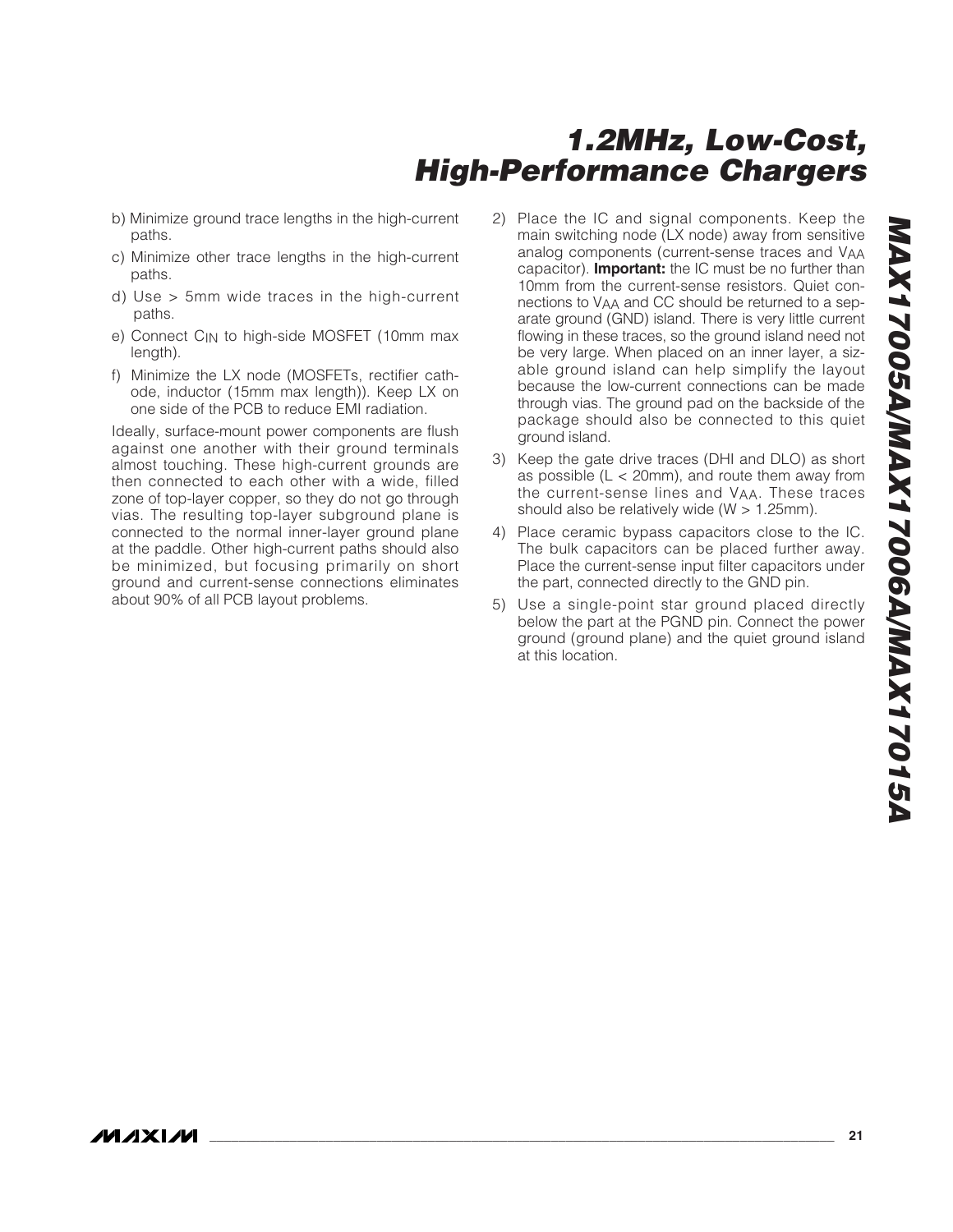b) Minimize ground trace lengths in the high-current paths.

c) Minimize other trace lengths in the high-current paths.

d) Use > 5mm wide traces in the high-current paths.

e) Connect $C_{IN}$ to high-side MOSFET (10mm max length).

f) Minimize the LX node (MOSFETs, rectifier cathode, inductor (15mm max length)). Keep LX on one side of the PCB to reduce EMI radiation.

Ideally, surface-mount power components are flush against one another with their ground terminals almost touching. These high-current grounds are then connected to each other with a wide, filled zone of top-layer copper, so they do not go through vias. The resulting top-layer subground plane is connected to the normal inner-layer ground plane at the paddle. Other high-current paths should also be minimized, but focusing primarily on short ground and current-sense connections eliminates about 90% of all PCB layout problems.

2) Place the IC and signal components. Keep the main switching node (LX node) away from sensitive analog components (current-sense traces and $V_{AA}$ capacitor). **Important:** the IC must be no further than 10mm from the current-sense resistors. Quiet connections to $V_{AA}$ and CC should be returned to a separate ground (GND) island. There is very little current flowing in these traces, so the ground island need not be very large. When placed on an inner layer, a sizable ground island can help simplify the layout because the low-current connections can be made through vias. The ground pad on the backside of the package should also be connected to this quiet ground island.

3) Keep the gate drive traces (DHI and DLO) as short as possible (L < 20mm), and route them away from the current-sense lines and $V_{AA}$. These traces should also be relatively wide (W > 1.25mm).

4) Place ceramic bypass capacitors close to the IC. The bulk capacitors can be placed further away. Place the current-sense input filter capacitors under the part, connected directly to the GND pin.

5) Use a single-point star ground placed directly below the part at the PGND pin. Connect the power ground (ground plane) and the quiet ground island at this location.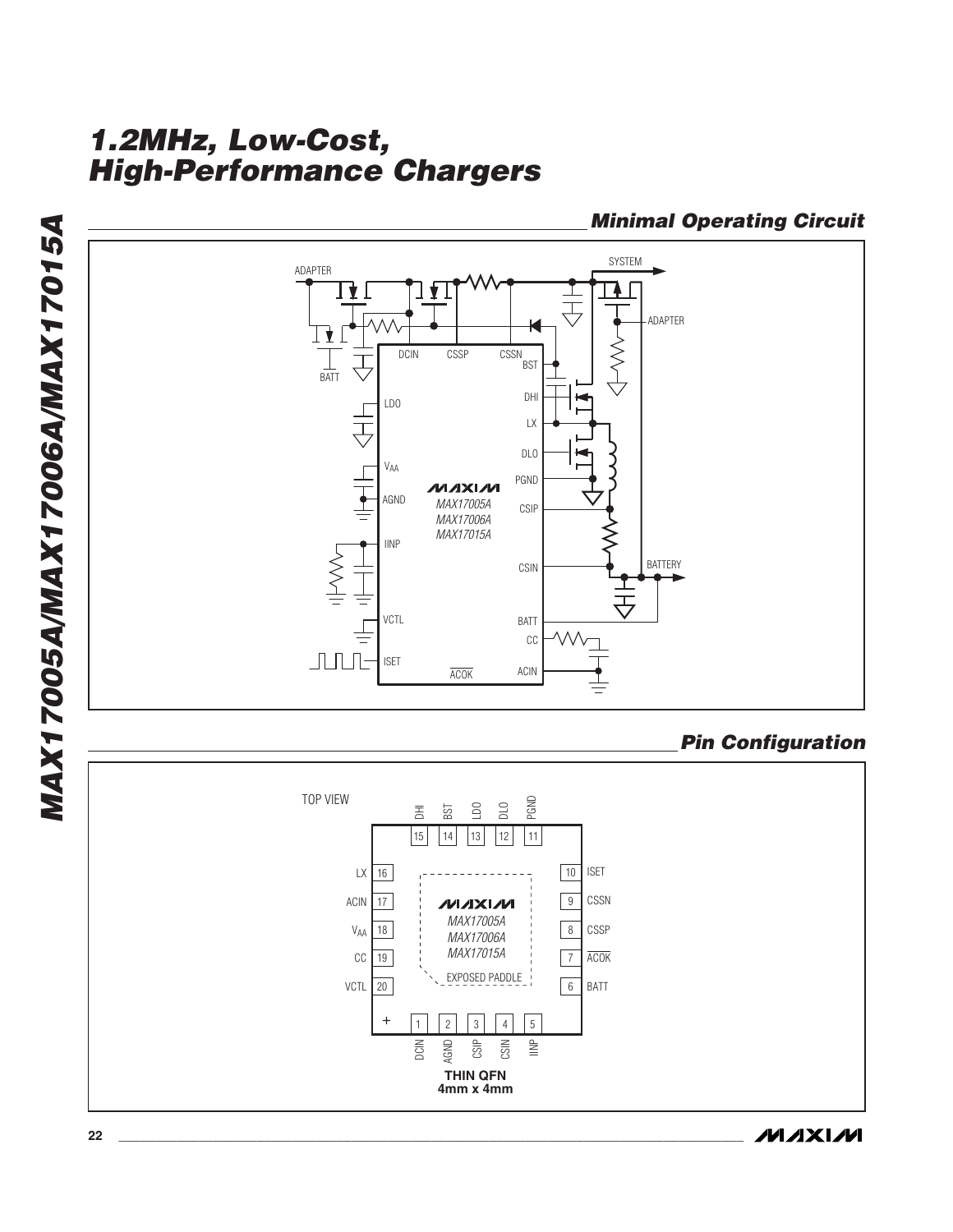## Minimal Operating Circuit

## Pin Configuration

TOP VIEW

| PIN | NAME |
|---|---|
| 1 | DCIN |
| 2 | AGND |
| 3 | CSIP |
| 4 | CSIN |
| 5 | IINP |
| 6 | BATT |
| 7 | ACOK (active low) |
| 8 | CSSP |
| 9 | CSSN |
| 10 | ISET |
| 11 | PGND |
| 12 | DLO |
| 13 | LDO |
| 14 | BST |
| 15 | DHI |
| 16 | LX |
| 17 | ACIN |
| 18 | $V_{AA}$ |
| 19 | CC |
| 20 | VCTL |

MAX17005A
MAX17006A
MAX17015A

EXPOSED PADDLE

**THIN QFN**
**4mm x 4mm**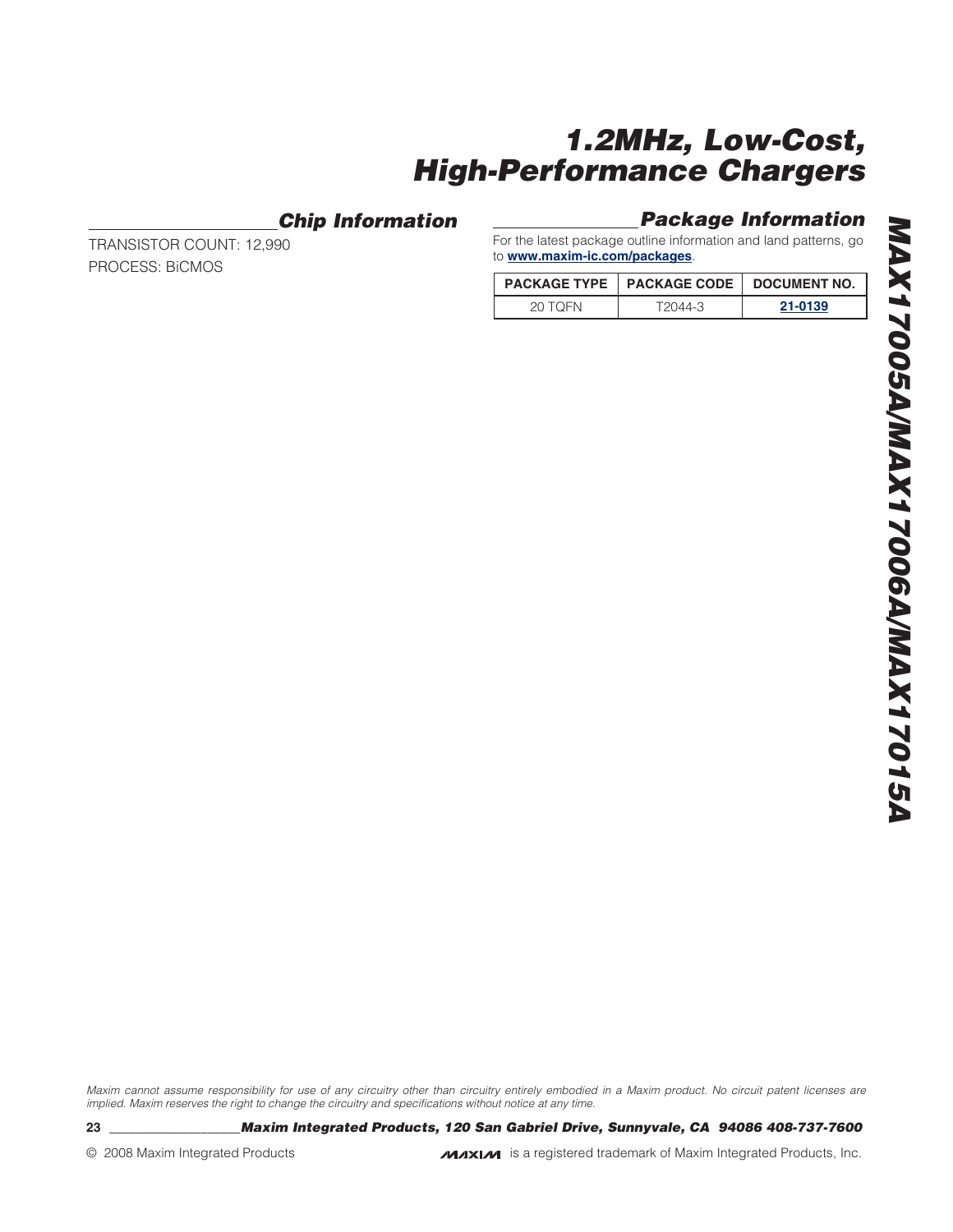## Chip Information

TRANSISTOR COUNT: 12,990

PROCESS: BiCMOS

## Package Information

For the latest package outline information and land patterns, go to **www.maxim-ic.com/packages**.

| PACKAGE TYPE | PACKAGE CODE | DOCUMENT NO. |
|---|---|---|
| 20 TQFN | T2044-3 | 21-0139 |

*Maxim cannot assume responsibility for use of any circuitry other than circuitry entirely embodied in a Maxim product. No circuit patent licenses are implied. Maxim reserves the right to change the circuitry and specifications without notice at any time.*

***Maxim Integrated Products, 120 San Gabriel Drive, Sunnyvale, CA 94086 408-737-7600***

© 2008 Maxim Integrated Products

MAXIM is a registered trademark of Maxim Integrated Products, Inc.